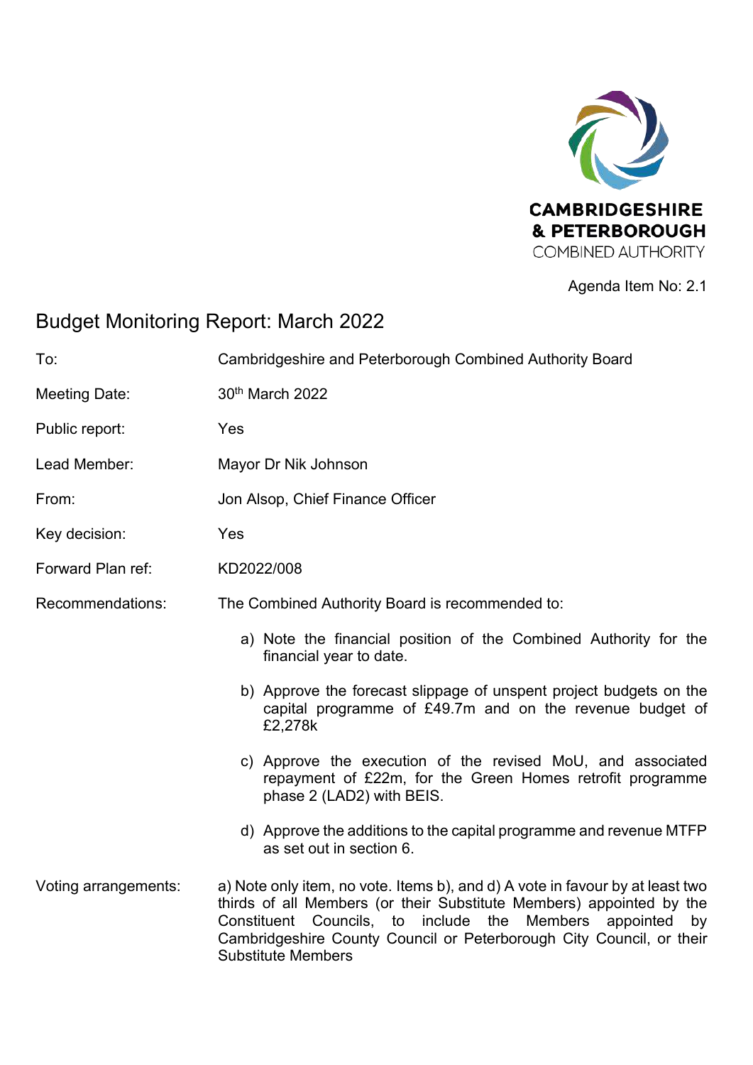CAMBRIDGESHIRE & PETERBOROUGH COMBINED AUTHORITY

Agenda Item No: 2.1

# Budget Monitoring Report: March 2022

| | |
|---|---|
| To: | Cambridgeshire and Peterborough Combined Authority Board |
| Meeting Date: | 30th March 2022 |
| Public report: | Yes |
| Lead Member: | Mayor Dr Nik Johnson |
| From: | Jon Alsop, Chief Finance Officer |
| Key decision: | Yes |
| Forward Plan ref: | KD2022/008 |
| Recommendations: | The Combined Authority Board is recommended to: |

a) Note the financial position of the Combined Authority for the financial year to date.

b) Approve the forecast slippage of unspent project budgets on the capital programme of £49.7m and on the revenue budget of £2,278k

c) Approve the execution of the revised MoU, and associated repayment of £22m, for the Green Homes retrofit programme phase 2 (LAD2) with BEIS.

d) Approve the additions to the capital programme and revenue MTFP as set out in section 6.

Voting arrangements: a) Note only item, no vote. Items b), and d) A vote in favour by at least two thirds of all Members (or their Substitute Members) appointed by the Constituent Councils, to include the Members appointed by Cambridgeshire County Council or Peterborough City Council, or their Substitute Members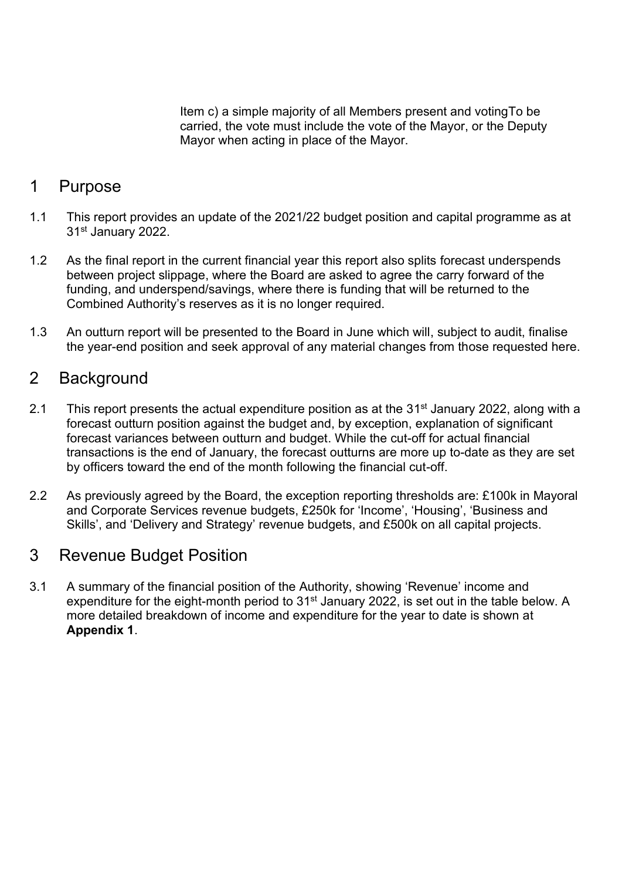Item c) a simple majority of all Members present and votingTo be carried, the vote must include the vote of the Mayor, or the Deputy Mayor when acting in place of the Mayor.

## 1 Purpose

1.1 This report provides an update of the 2021/22 budget position and capital programme as at 31st January 2022.

1.2 As the final report in the current financial year this report also splits forecast underspends between project slippage, where the Board are asked to agree the carry forward of the funding, and underspend/savings, where there is funding that will be returned to the Combined Authority's reserves as it is no longer required.

1.3 An outturn report will be presented to the Board in June which will, subject to audit, finalise the year-end position and seek approval of any material changes from those requested here.

## 2 Background

2.1 This report presents the actual expenditure position as at the 31st January 2022, along with a forecast outturn position against the budget and, by exception, explanation of significant forecast variances between outturn and budget. While the cut-off for actual financial transactions is the end of January, the forecast outturns are more up to-date as they are set by officers toward the end of the month following the financial cut-off.

2.2 As previously agreed by the Board, the exception reporting thresholds are: £100k in Mayoral and Corporate Services revenue budgets, £250k for 'Income', 'Housing', 'Business and Skills', and 'Delivery and Strategy' revenue budgets, and £500k on all capital projects.

## 3 Revenue Budget Position

3.1 A summary of the financial position of the Authority, showing 'Revenue' income and expenditure for the eight-month period to 31st January 2022, is set out in the table below. A more detailed breakdown of income and expenditure for the year to date is shown at **Appendix 1**.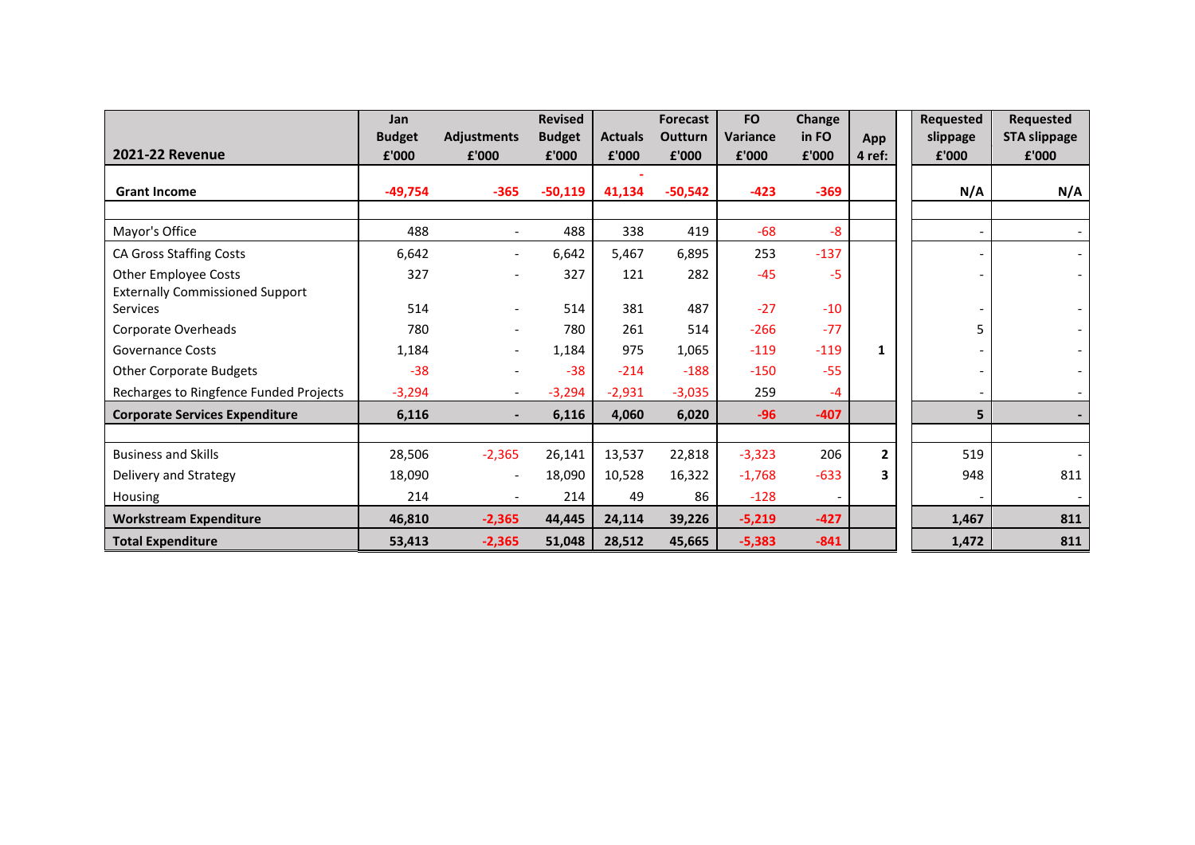| 2021-22 Revenue | Jan Budget £'000 | Adjustments £'000 | Revised Budget £'000 | Actuals £'000 | Forecast Outturn £'000 | FO Variance £'000 | Change in FO £'000 | App 4 ref: | Requested slippage £'000 | Requested STA slippage £'000 |
|---|---|---|---|---|---|---|---|---|---|---|
| **Grant Income** | **-49,754** | **-365** | **-50,119** | **- 41,134** | **-50,542** | **-423** | **-369** | | **N/A** | **N/A** |
| | | | | | | | | | | |
| Mayor's Office | 488 | - | 488 | 338 | 419 | -68 | -8 | | - | - |
| CA Gross Staffing Costs | 6,642 | - | 6,642 | 5,467 | 6,895 | 253 | -137 | | - | - |
| Other Employee Costs | 327 | - | 327 | 121 | 282 | -45 | -5 | | - | - |
| Externally Commissioned Support Services | 514 | - | 514 | 381 | 487 | -27 | -10 | | - | - |
| Corporate Overheads | 780 | - | 780 | 261 | 514 | -266 | -77 | | 5 | - |
| Governance Costs | 1,184 | - | 1,184 | 975 | 1,065 | -119 | -119 | **1** | - | - |
| Other Corporate Budgets | -38 | - | -38 | -214 | -188 | -150 | -55 | | - | - |
| Recharges to Ringfence Funded Projects | -3,294 | - | -3,294 | -2,931 | -3,035 | 259 | -4 | | - | - |
| **Corporate Services Expenditure** | **6,116** | **-** | **6,116** | **4,060** | **6,020** | **-96** | **-407** | | **5** | **-** |
| | | | | | | | | | | |
| Business and Skills | 28,506 | -2,365 | 26,141 | 13,537 | 22,818 | -3,323 | 206 | **2** | 519 | - |
| Delivery and Strategy | 18,090 | - | 18,090 | 10,528 | 16,322 | -1,768 | -633 | **3** | 948 | 811 |
| Housing | 214 | - | 214 | 49 | 86 | -128 | - | | - | - |
| **Workstream Expenditure** | **46,810** | **-2,365** | **44,445** | **24,114** | **39,226** | **-5,219** | **-427** | | **1,467** | **811** |
| **Total Expenditure** | **53,413** | **-2,365** | **51,048** | **28,512** | **45,665** | **-5,383** | **-841** | | **1,472** | **811** |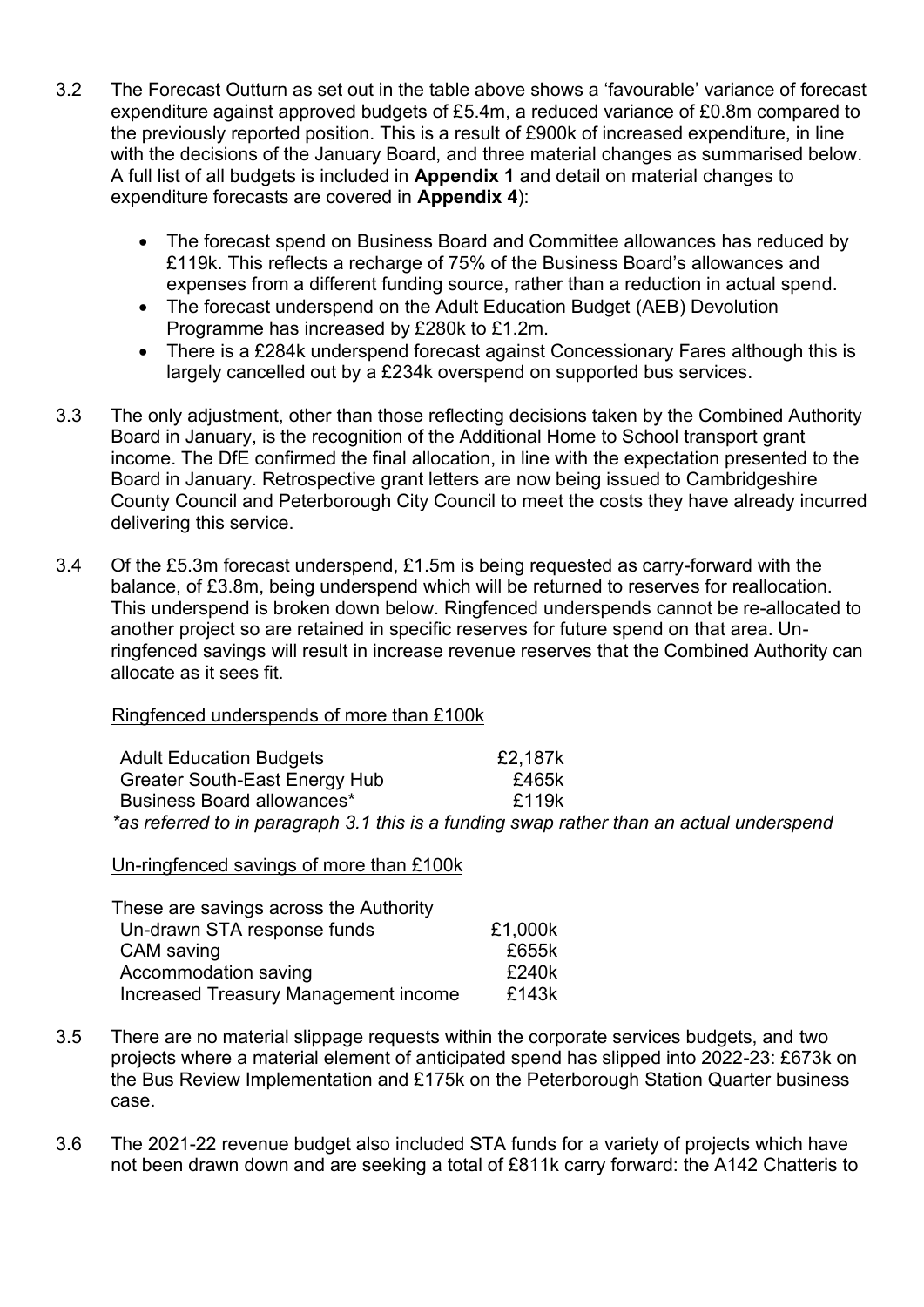3.2 The Forecast Outturn as set out in the table above shows a 'favourable' variance of forecast expenditure against approved budgets of £5.4m, a reduced variance of £0.8m compared to the previously reported position. This is a result of £900k of increased expenditure, in line with the decisions of the January Board, and three material changes as summarised below. A full list of all budgets is included in **Appendix 1** and detail on material changes to expenditure forecasts are covered in **Appendix 4**):

- The forecast spend on Business Board and Committee allowances has reduced by £119k. This reflects a recharge of 75% of the Business Board's allowances and expenses from a different funding source, rather than a reduction in actual spend.
- The forecast underspend on the Adult Education Budget (AEB) Devolution Programme has increased by £280k to £1.2m.
- There is a £284k underspend forecast against Concessionary Fares although this is largely cancelled out by a £234k overspend on supported bus services.

3.3 The only adjustment, other than those reflecting decisions taken by the Combined Authority Board in January, is the recognition of the Additional Home to School transport grant income. The DfE confirmed the final allocation, in line with the expectation presented to the Board in January. Retrospective grant letters are now being issued to Cambridgeshire County Council and Peterborough City Council to meet the costs they have already incurred delivering this service.

3.4 Of the £5.3m forecast underspend, £1.5m is being requested as carry-forward with the balance, of £3.8m, being underspend which will be returned to reserves for reallocation. This underspend is broken down below. Ringfenced underspends cannot be re-allocated to another project so are retained in specific reserves for future spend on that area. Un-ringfenced savings will result in increase revenue reserves that the Combined Authority can allocate as it sees fit.

Ringfenced underspends of more than £100k

| | |
|---|---|
| Adult Education Budgets | £2,187k |
| Greater South-East Energy Hub | £465k |
| Business Board allowances* | £119k |

*\*as referred to in paragraph 3.1 this is a funding swap rather than an actual underspend*

Un-ringfenced savings of more than £100k

These are savings across the Authority

| | |
|---|---|
| Un-drawn STA response funds | £1,000k |
| CAM saving | £655k |
| Accommodation saving | £240k |
| Increased Treasury Management income | £143k |

3.5 There are no material slippage requests within the corporate services budgets, and two projects where a material element of anticipated spend has slipped into 2022-23: £673k on the Bus Review Implementation and £175k on the Peterborough Station Quarter business case.

3.6 The 2021-22 revenue budget also included STA funds for a variety of projects which have not been drawn down and are seeking a total of £811k carry forward: the A142 Chatteris to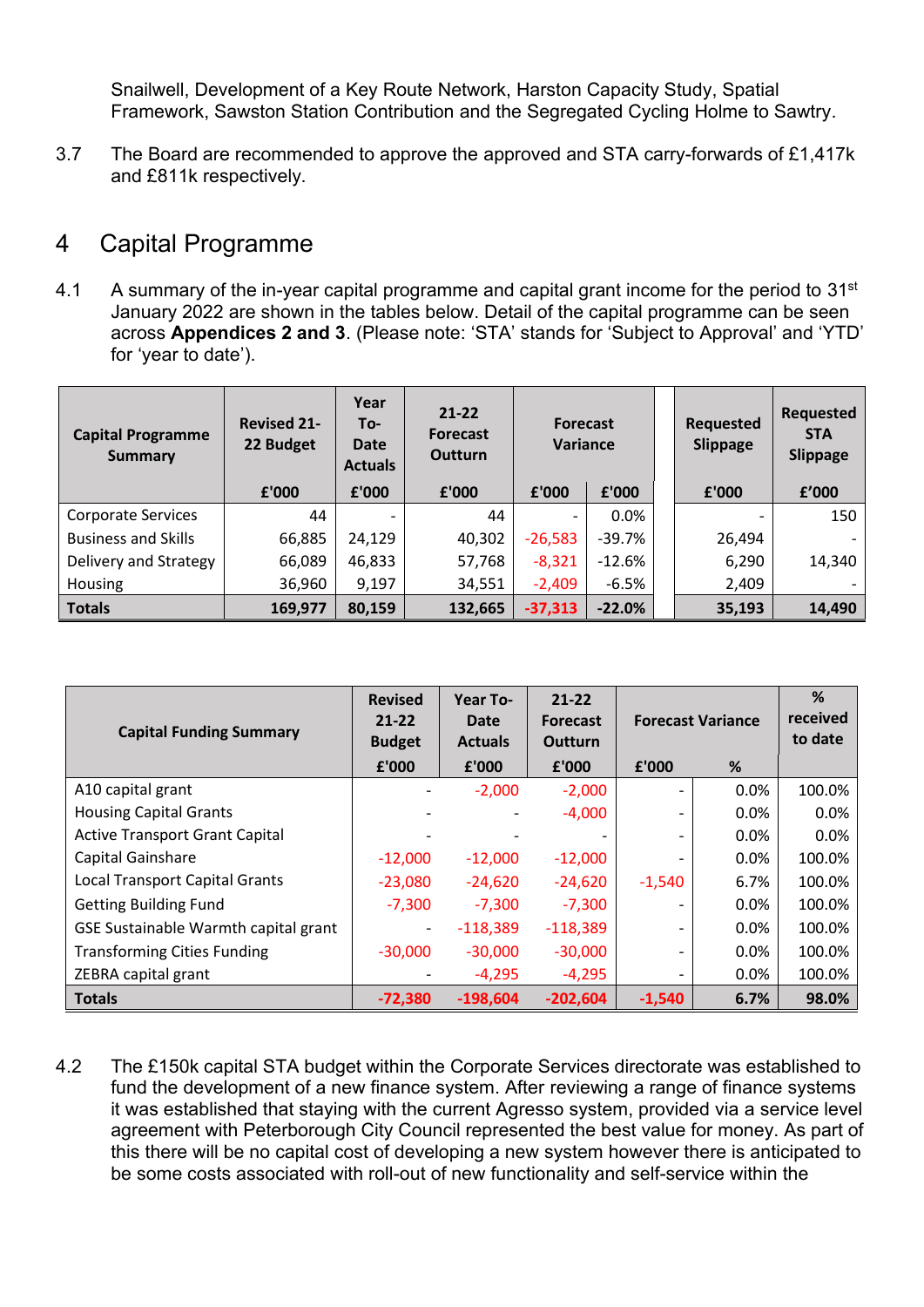Snailwell, Development of a Key Route Network, Harston Capacity Study, Spatial Framework, Sawston Station Contribution and the Segregated Cycling Holme to Sawtry.

3.7 The Board are recommended to approve the approved and STA carry-forwards of £1,417k and £811k respectively.

# 4 Capital Programme

4.1 A summary of the in-year capital programme and capital grant income for the period to 31st January 2022 are shown in the tables below. Detail of the capital programme can be seen across **Appendices 2 and 3**. (Please note: 'STA' stands for 'Subject to Approval' and 'YTD' for 'year to date').

| Capital Programme Summary | Revised 21-22 Budget | Year To-Date Actuals | 21-22 Forecast Outturn | Forecast Variance | | Requested Slippage | Requested STA Slippage |
|---|---|---|---|---|---|---|---|
| | £'000 | £'000 | £'000 | £'000 | £'000 | £'000 | £'000 |
| Corporate Services | 44 | - | 44 | - | 0.0% | - | 150 |
| Business and Skills | 66,885 | 24,129 | 40,302 | -26,583 | -39.7% | 26,494 | - |
| Delivery and Strategy | 66,089 | 46,833 | 57,768 | -8,321 | -12.6% | 6,290 | 14,340 |
| Housing | 36,960 | 9,197 | 34,551 | -2,409 | -6.5% | 2,409 | - |
| **Totals** | **169,977** | **80,159** | **132,665** | **-37,313** | **-22.0%** | **35,193** | **14,490** |

| Capital Funding Summary | Revised 21-22 Budget | Year To-Date Actuals | 21-22 Forecast Outturn | Forecast Variance | | % received to date |
|---|---|---|---|---|---|---|
| | £'000 | £'000 | £'000 | £'000 | % | |
| A10 capital grant | - | -2,000 | -2,000 | - | 0.0% | 100.0% |
| Housing Capital Grants | - | - | -4,000 | - | 0.0% | 0.0% |
| Active Transport Grant Capital | - | - | - | - | 0.0% | 0.0% |
| Capital Gainshare | -12,000 | -12,000 | -12,000 | - | 0.0% | 100.0% |
| Local Transport Capital Grants | -23,080 | -24,620 | -24,620 | -1,540 | 6.7% | 100.0% |
| Getting Building Fund | -7,300 | -7,300 | -7,300 | - | 0.0% | 100.0% |
| GSE Sustainable Warmth capital grant | - | -118,389 | -118,389 | - | 0.0% | 100.0% |
| Transforming Cities Funding | -30,000 | -30,000 | -30,000 | - | 0.0% | 100.0% |
| ZEBRA capital grant | - | -4,295 | -4,295 | - | 0.0% | 100.0% |
| **Totals** | **-72,380** | **-198,604** | **-202,604** | **-1,540** | **6.7%** | **98.0%** |

4.2 The £150k capital STA budget within the Corporate Services directorate was established to fund the development of a new finance system. After reviewing a range of finance systems it was established that staying with the current Agresso system, provided via a service level agreement with Peterborough City Council represented the best value for money. As part of this there will be no capital cost of developing a new system however there is anticipated to be some costs associated with roll-out of new functionality and self-service within the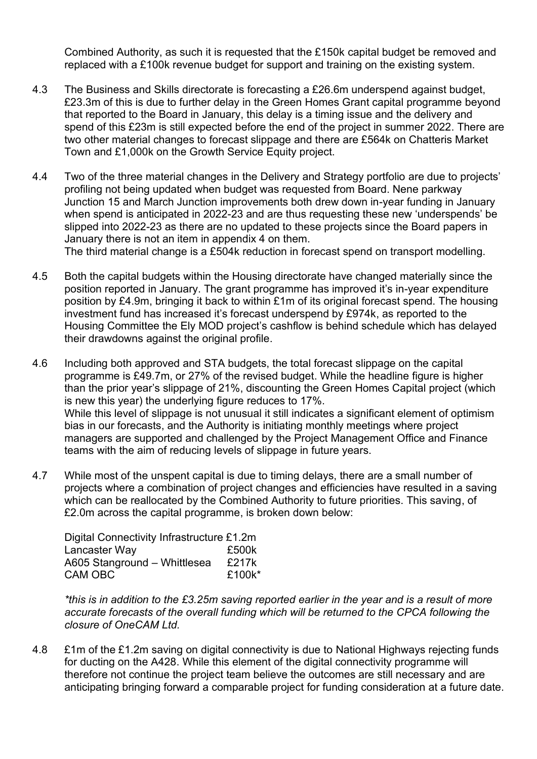Combined Authority, as such it is requested that the £150k capital budget be removed and replaced with a £100k revenue budget for support and training on the existing system.

4.3 The Business and Skills directorate is forecasting a £26.6m underspend against budget, £23.3m of this is due to further delay in the Green Homes Grant capital programme beyond that reported to the Board in January, this delay is a timing issue and the delivery and spend of this £23m is still expected before the end of the project in summer 2022. There are two other material changes to forecast slippage and there are £564k on Chatteris Market Town and £1,000k on the Growth Service Equity project.

4.4 Two of the three material changes in the Delivery and Strategy portfolio are due to projects' profiling not being updated when budget was requested from Board. Nene parkway Junction 15 and March Junction improvements both drew down in-year funding in January when spend is anticipated in 2022-23 and are thus requesting these new 'underspends' be slipped into 2022-23 as there are no updated to these projects since the Board papers in January there is not an item in appendix 4 on them.
The third material change is a £504k reduction in forecast spend on transport modelling.

4.5 Both the capital budgets within the Housing directorate have changed materially since the position reported in January. The grant programme has improved it's in-year expenditure position by £4.9m, bringing it back to within £1m of its original forecast spend. The housing investment fund has increased it's forecast underspend by £974k, as reported to the Housing Committee the Ely MOD project's cashflow is behind schedule which has delayed their drawdowns against the original profile.

4.6 Including both approved and STA budgets, the total forecast slippage on the capital programme is £49.7m, or 27% of the revised budget. While the headline figure is higher than the prior year's slippage of 21%, discounting the Green Homes Capital project (which is new this year) the underlying figure reduces to 17%.
While this level of slippage is not unusual it still indicates a significant element of optimism bias in our forecasts, and the Authority is initiating monthly meetings where project managers are supported and challenged by the Project Management Office and Finance teams with the aim of reducing levels of slippage in future years.

4.7 While most of the unspent capital is due to timing delays, there are a small number of projects where a combination of project changes and efficiencies have resulted in a saving which can be reallocated by the Combined Authority to future priorities. This saving, of £2.0m across the capital programme, is broken down below:

| | |
|---|---|
| Digital Connectivity Infrastructure | £1.2m |
| Lancaster Way | £500k |
| A605 Stanground – Whittlesea | £217k |
| CAM OBC | £100k* |

*\*this is in addition to the £3.25m saving reported earlier in the year and is a result of more accurate forecasts of the overall funding which will be returned to the CPCA following the closure of OneCAM Ltd.*

4.8 £1m of the £1.2m saving on digital connectivity is due to National Highways rejecting funds for ducting on the A428. While this element of the digital connectivity programme will therefore not continue the project team believe the outcomes are still necessary and are anticipating bringing forward a comparable project for funding consideration at a future date.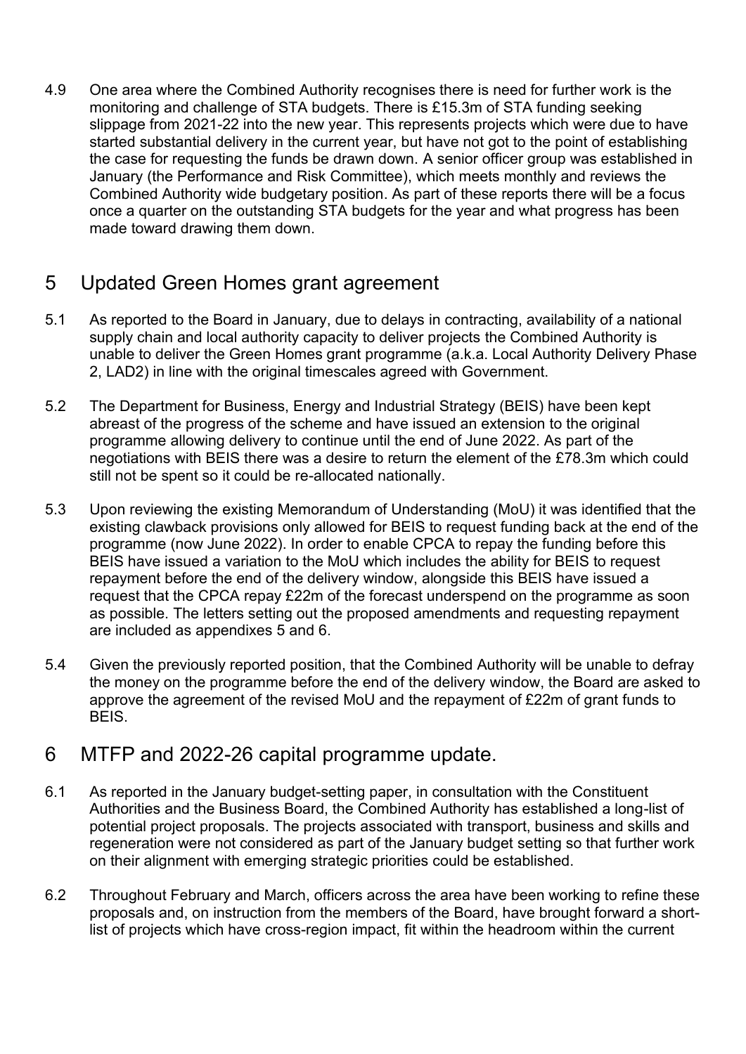4.9 One area where the Combined Authority recognises there is need for further work is the monitoring and challenge of STA budgets. There is £15.3m of STA funding seeking slippage from 2021-22 into the new year. This represents projects which were due to have started substantial delivery in the current year, but have not got to the point of establishing the case for requesting the funds be drawn down. A senior officer group was established in January (the Performance and Risk Committee), which meets monthly and reviews the Combined Authority wide budgetary position. As part of these reports there will be a focus once a quarter on the outstanding STA budgets for the year and what progress has been made toward drawing them down.

## 5 Updated Green Homes grant agreement

5.1 As reported to the Board in January, due to delays in contracting, availability of a national supply chain and local authority capacity to deliver projects the Combined Authority is unable to deliver the Green Homes grant programme (a.k.a. Local Authority Delivery Phase 2, LAD2) in line with the original timescales agreed with Government.

5.2 The Department for Business, Energy and Industrial Strategy (BEIS) have been kept abreast of the progress of the scheme and have issued an extension to the original programme allowing delivery to continue until the end of June 2022. As part of the negotiations with BEIS there was a desire to return the element of the £78.3m which could still not be spent so it could be re-allocated nationally.

5.3 Upon reviewing the existing Memorandum of Understanding (MoU) it was identified that the existing clawback provisions only allowed for BEIS to request funding back at the end of the programme (now June 2022). In order to enable CPCA to repay the funding before this BEIS have issued a variation to the MoU which includes the ability for BEIS to request repayment before the end of the delivery window, alongside this BEIS have issued a request that the CPCA repay £22m of the forecast underspend on the programme as soon as possible. The letters setting out the proposed amendments and requesting repayment are included as appendixes 5 and 6.

5.4 Given the previously reported position, that the Combined Authority will be unable to defray the money on the programme before the end of the delivery window, the Board are asked to approve the agreement of the revised MoU and the repayment of £22m of grant funds to BEIS.

## 6 MTFP and 2022-26 capital programme update.

6.1 As reported in the January budget-setting paper, in consultation with the Constituent Authorities and the Business Board, the Combined Authority has established a long-list of potential project proposals. The projects associated with transport, business and skills and regeneration were not considered as part of the January budget setting so that further work on their alignment with emerging strategic priorities could be established.

6.2 Throughout February and March, officers across the area have been working to refine these proposals and, on instruction from the members of the Board, have brought forward a short-list of projects which have cross-region impact, fit within the headroom within the current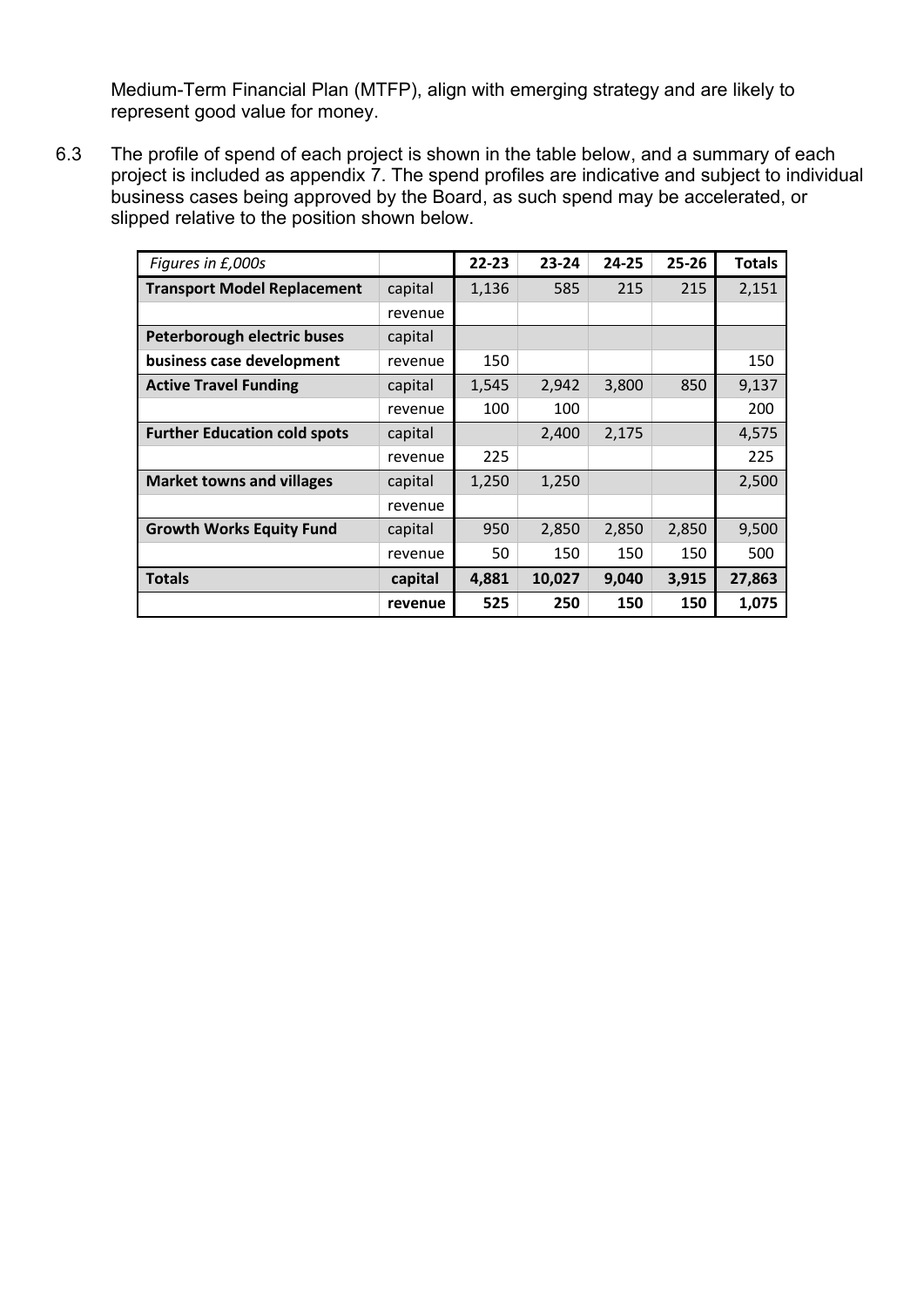Medium-Term Financial Plan (MTFP), align with emerging strategy and are likely to represent good value for money.

6.3 The profile of spend of each project is shown in the table below, and a summary of each project is included as appendix 7. The spend profiles are indicative and subject to individual business cases being approved by the Board, as such spend may be accelerated, or slipped relative to the position shown below.

| *Figures in £,000s* | | 22-23 | 23-24 | 24-25 | 25-26 | Totals |
|---|---|---|---|---|---|---|
| **Transport Model Replacement** | capital | 1,136 | 585 | 215 | 215 | 2,151 |
| | revenue | | | | | |
| **Peterborough electric buses** | capital | | | | | |
| **business case development** | revenue | 150 | | | | 150 |
| **Active Travel Funding** | capital | 1,545 | 2,942 | 3,800 | 850 | 9,137 |
| | revenue | 100 | 100 | | | 200 |
| **Further Education cold spots** | capital | | 2,400 | 2,175 | | 4,575 |
| | revenue | 225 | | | | 225 |
| **Market towns and villages** | capital | 1,250 | 1,250 | | | 2,500 |
| | revenue | | | | | |
| **Growth Works Equity Fund** | capital | 950 | 2,850 | 2,850 | 2,850 | 9,500 |
| | revenue | 50 | 150 | 150 | 150 | 500 |
| **Totals** | **capital** | **4,881** | **10,027** | **9,040** | **3,915** | **27,863** |
| | **revenue** | **525** | **250** | **150** | **150** | **1,075** |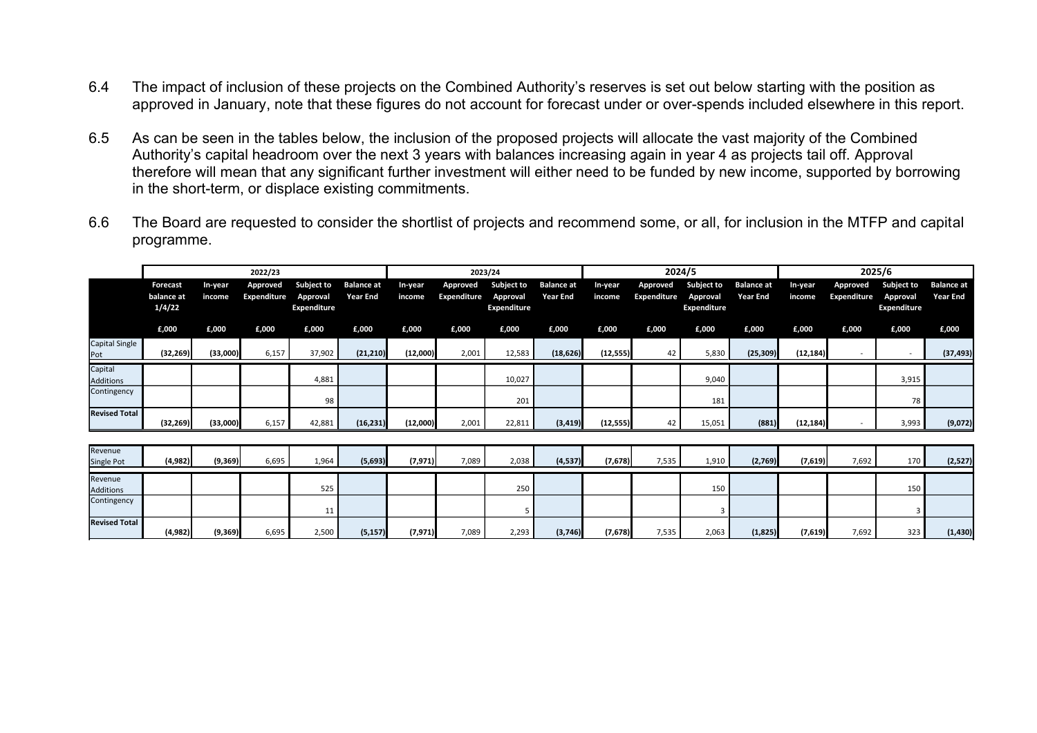6.4 The impact of inclusion of these projects on the Combined Authority's reserves is set out below starting with the position as approved in January, note that these figures do not account for forecast under or over-spends included elsewhere in this report.

6.5 As can be seen in the tables below, the inclusion of the proposed projects will allocate the vast majority of the Combined Authority's capital headroom over the next 3 years with balances increasing again in year 4 as projects tail off. Approval therefore will mean that any significant further investment will either need to be funded by new income, supported by borrowing in the short-term, or displace existing commitments.

6.6 The Board are requested to consider the shortlist of projects and recommend some, or all, for inclusion in the MTFP and capital programme.

| | 2022/23 | | | | | 2023/24 | | | | 2024/5 | | | | 2025/6 | | | |
|---|---|---|---|---|---|---|---|---|---|---|---|---|---|---|---|---|---|
| | Forecast balance at 1/4/22 | In-year income | Approved Expenditure | Subject to Approval Expenditure | Balance at Year End | In-year income | Approved Expenditure | Subject to Approval Expenditure | Balance at Year End | In-year income | Approved Expenditure | Subject to Approval Expenditure | Balance at Year End | In-year income | Approved Expenditure | Subject to Approval Expenditure | Balance at Year End |
| | £,000 | £,000 | £,000 | £,000 | £,000 | £,000 | £,000 | £,000 | £,000 | £,000 | £,000 | £,000 | £,000 | £,000 | £,000 | £,000 | £,000 |
| Capital Single Pot | (32,269) | (33,000) | 6,157 | 37,902 | (21,210) | (12,000) | 2,001 | 12,583 | (18,626) | (12,555) | 42 | 5,830 | (25,309) | (12,184) | - | - | (37,493) |
| Capital Additions | | | | 4,881 | | | | 10,027 | | | | 9,040 | | | | 3,915 | |
| Contingency | | | | 98 | | | | 201 | | | | 181 | | | | 78 | |
| **Revised Total** | (32,269) | (33,000) | 6,157 | 42,881 | (16,231) | (12,000) | 2,001 | 22,811 | (3,419) | (12,555) | 42 | 15,051 | (881) | (12,184) | - | 3,993 | (9,072) |
| | | | | | | | | | | | | | | | | | |
| Revenue Single Pot | (4,982) | (9,369) | 6,695 | 1,964 | (5,693) | (7,971) | 7,089 | 2,038 | (4,537) | (7,678) | 7,535 | 1,910 | (2,769) | (7,619) | 7,692 | 170 | (2,527) |
| Revenue Additions | | | | 525 | | | | 250 | | | | 150 | | | | 150 | |
| Contingency | | | | 11 | | | | 5 | | | | 3 | | | | 3 | |
| **Revised Total** | (4,982) | (9,369) | 6,695 | 2,500 | (5,157) | (7,971) | 7,089 | 2,293 | (3,746) | (7,678) | 7,535 | 2,063 | (1,825) | (7,619) | 7,692 | 323 | (1,430) |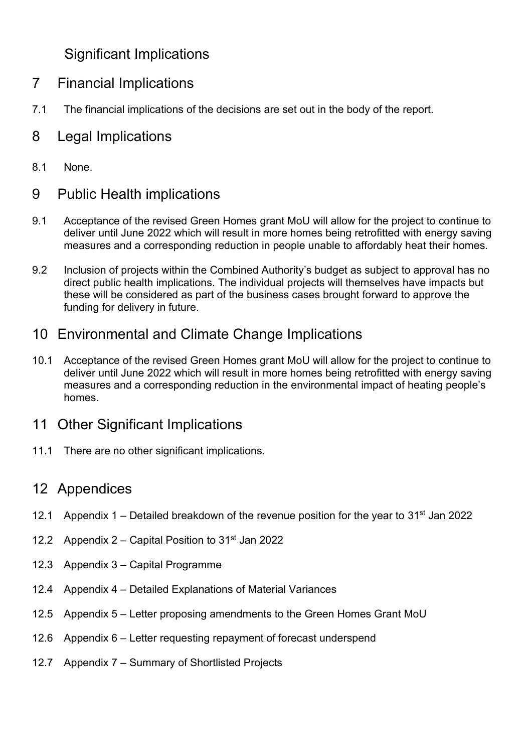## Significant Implications

## 7 Financial Implications

7.1 The financial implications of the decisions are set out in the body of the report.

## 8 Legal Implications

8.1 None.

## 9 Public Health implications

9.1 Acceptance of the revised Green Homes grant MoU will allow for the project to continue to deliver until June 2022 which will result in more homes being retrofitted with energy saving measures and a corresponding reduction in people unable to affordably heat their homes.

9.2 Inclusion of projects within the Combined Authority's budget as subject to approval has no direct public health implications. The individual projects will themselves have impacts but these will be considered as part of the business cases brought forward to approve the funding for delivery in future.

## 10 Environmental and Climate Change Implications

10.1 Acceptance of the revised Green Homes grant MoU will allow for the project to continue to deliver until June 2022 which will result in more homes being retrofitted with energy saving measures and a corresponding reduction in the environmental impact of heating people's homes.

## 11 Other Significant Implications

11.1 There are no other significant implications.

## 12 Appendices

12.1 Appendix 1 – Detailed breakdown of the revenue position for the year to 31st Jan 2022

12.2 Appendix 2 – Capital Position to 31st Jan 2022

12.3 Appendix 3 – Capital Programme

12.4 Appendix 4 – Detailed Explanations of Material Variances

12.5 Appendix 5 – Letter proposing amendments to the Green Homes Grant MoU

12.6 Appendix 6 – Letter requesting repayment of forecast underspend

12.7 Appendix 7 – Summary of Shortlisted Projects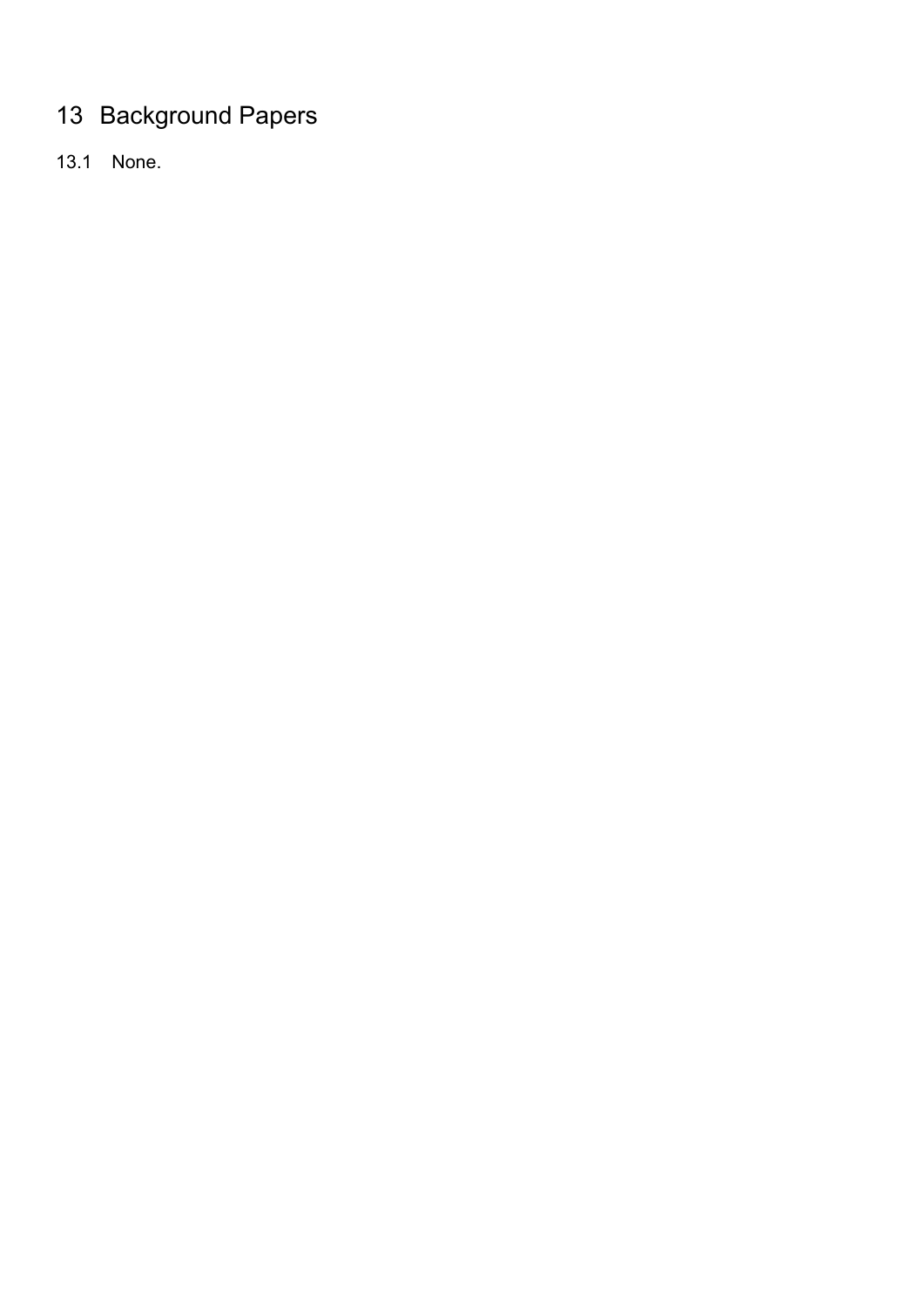# 13 Background Papers

13.1 None.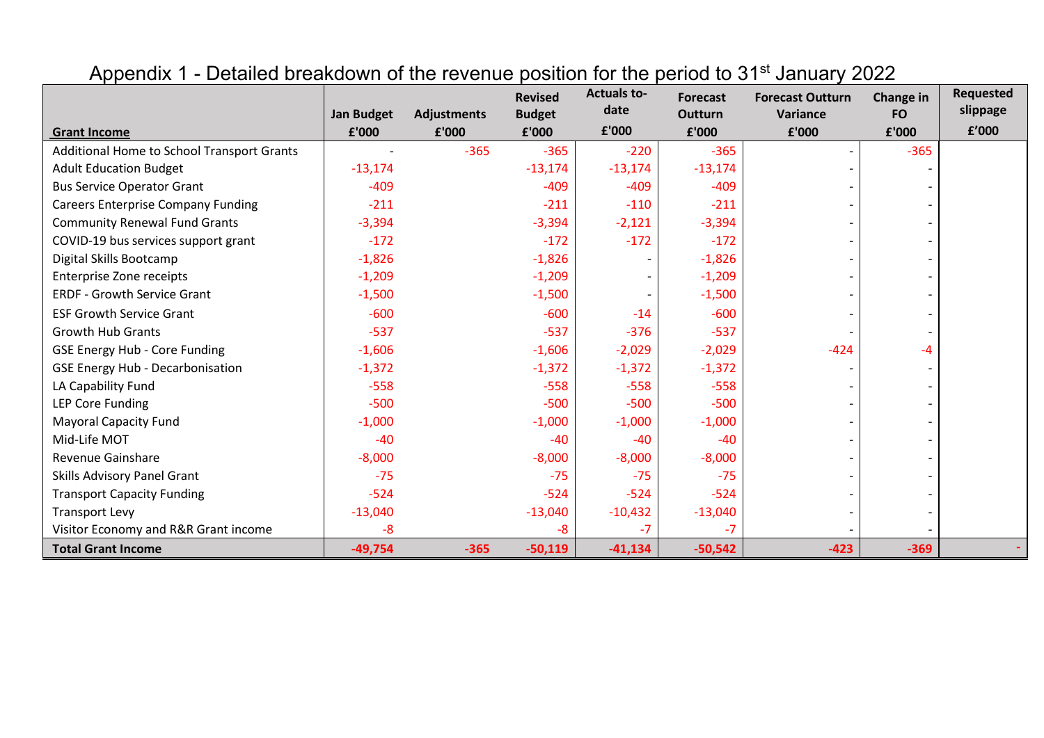# Appendix 1 - Detailed breakdown of the revenue position for the period to 31st January 2022

| Grant Income | Jan Budget £'000 | Adjustments £'000 | Revised Budget £'000 | Actuals to-date £'000 | Forecast Outturn £'000 | Forecast Outturn Variance £'000 | Change in FO £'000 | Requested slippage £'000 |
|---|---|---|---|---|---|---|---|---|
| Additional Home to School Transport Grants | - | -365 | -365 | -220 | -365 | - | -365 | |
| Adult Education Budget | -13,174 | | -13,174 | -13,174 | -13,174 | - | - | |
| Bus Service Operator Grant | -409 | | -409 | -409 | -409 | - | - | |
| Careers Enterprise Company Funding | -211 | | -211 | -110 | -211 | - | - | |
| Community Renewal Fund Grants | -3,394 | | -3,394 | -2,121 | -3,394 | - | - | |
| COVID-19 bus services support grant | -172 | | -172 | -172 | -172 | - | - | |
| Digital Skills Bootcamp | -1,826 | | -1,826 | - | -1,826 | - | - | |
| Enterprise Zone receipts | -1,209 | | -1,209 | - | -1,209 | - | - | |
| ERDF - Growth Service Grant | -1,500 | | -1,500 | - | -1,500 | - | - | |
| ESF Growth Service Grant | -600 | | -600 | -14 | -600 | - | - | |
| Growth Hub Grants | -537 | | -537 | -376 | -537 | - | - | |
| GSE Energy Hub - Core Funding | -1,606 | | -1,606 | -2,029 | -2,029 | -424 | -4 | |
| GSE Energy Hub - Decarbonisation | -1,372 | | -1,372 | -1,372 | -1,372 | - | - | |
| LA Capability Fund | -558 | | -558 | -558 | -558 | - | - | |
| LEP Core Funding | -500 | | -500 | -500 | -500 | - | - | |
| Mayoral Capacity Fund | -1,000 | | -1,000 | -1,000 | -1,000 | - | - | |
| Mid-Life MOT | -40 | | -40 | -40 | -40 | - | - | |
| Revenue Gainshare | -8,000 | | -8,000 | -8,000 | -8,000 | - | - | |
| Skills Advisory Panel Grant | -75 | | -75 | -75 | -75 | - | - | |
| Transport Capacity Funding | -524 | | -524 | -524 | -524 | - | - | |
| Transport Levy | -13,040 | | -13,040 | -10,432 | -13,040 | - | - | |
| Visitor Economy and R&R Grant income | -8 | | -8 | -7 | -7 | - | - | |
| **Total Grant Income** | **-49,754** | **-365** | **-50,119** | **-41,134** | **-50,542** | **-423** | **-369** | **-** |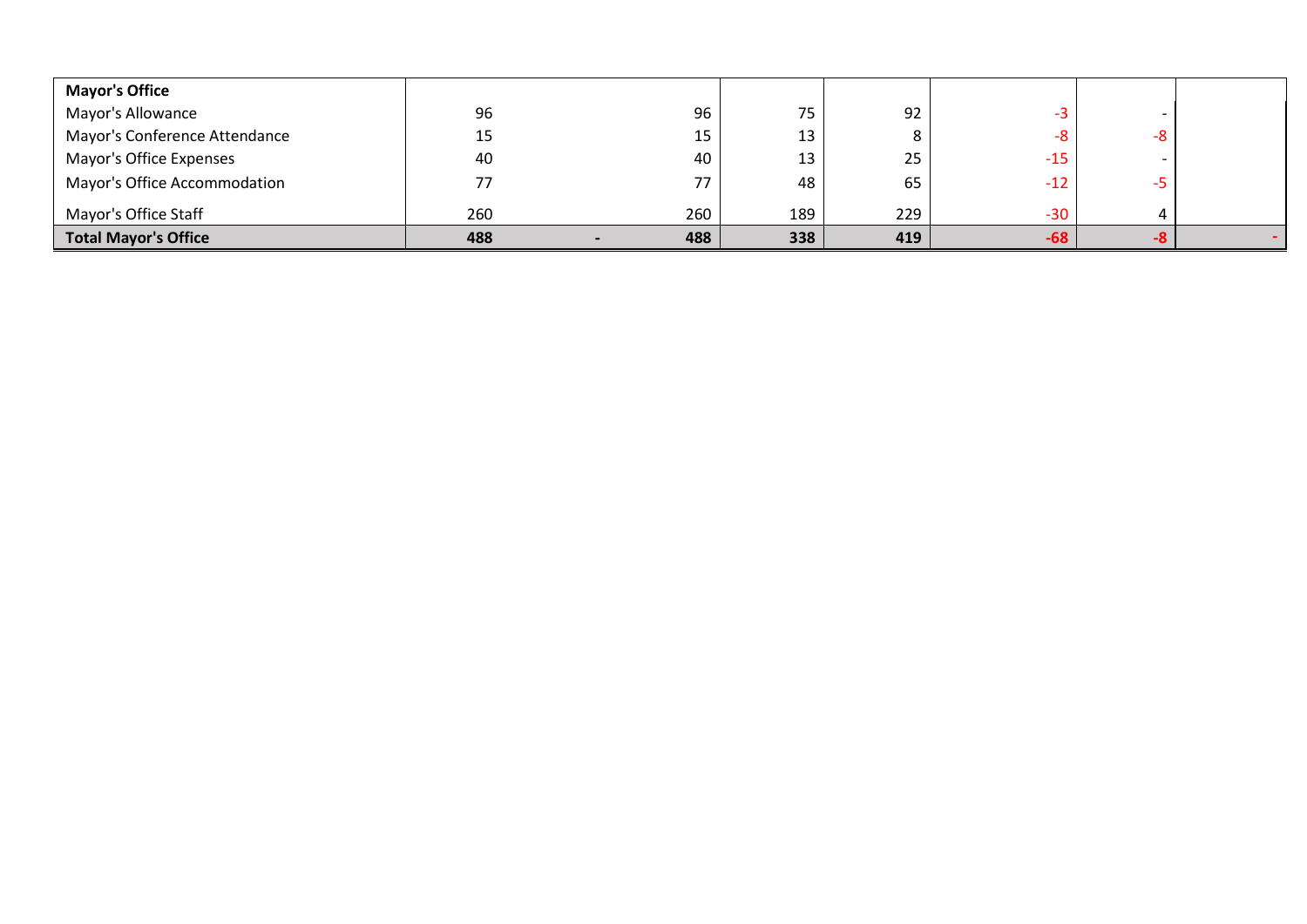| | | | | | | | | |
|---|---|---|---|---|---|---|---|---|
| **Mayor's Office** | | | | | | | | |
| Mayor's Allowance | 96 | | 96 | 75 | 92 | -3 | - | |
| Mayor's Conference Attendance | 15 | | 15 | 13 | 8 | -8 | -8 | |
| Mayor's Office Expenses | 40 | | 40 | 13 | 25 | -15 | - | |
| Mayor's Office Accommodation | 77 | | 77 | 48 | 65 | -12 | -5 | |
| Mayor's Office Staff | 260 | | 260 | 189 | 229 | -30 | 4 | |
| **Total Mayor's Office** | **488** | **-** | **488** | **338** | **419** | **-68** | **-8** | **-** |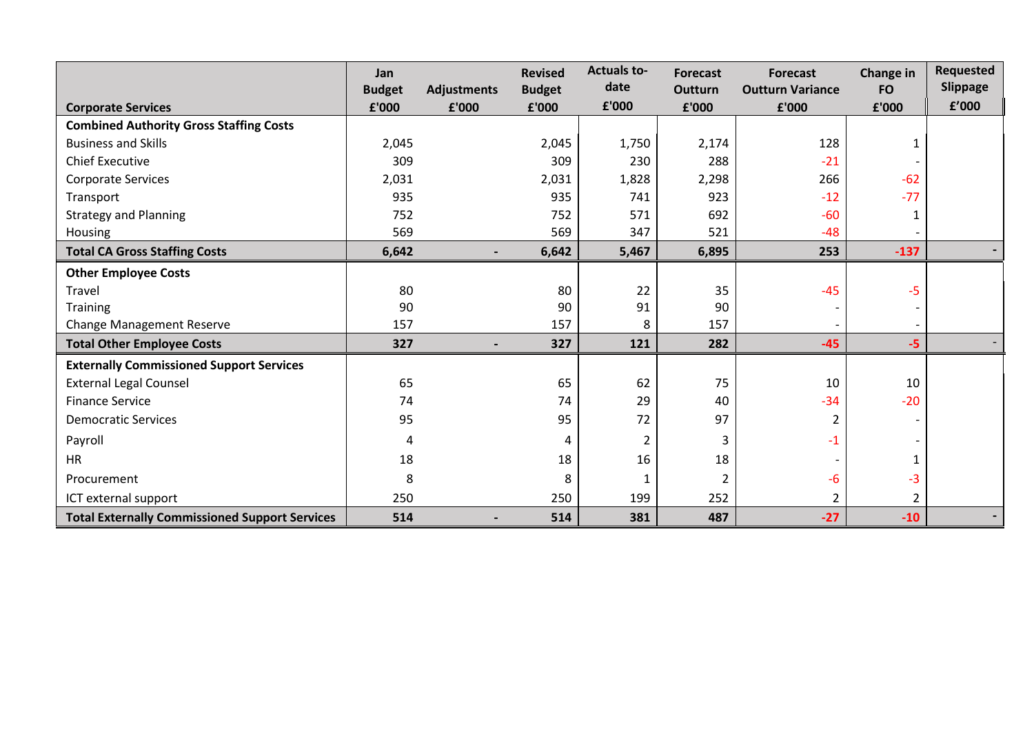| Corporate Services | Jan Budget £'000 | Adjustments £'000 | Revised Budget £'000 | Actuals to-date £'000 | Forecast Outturn £'000 | Forecast Outturn Variance £'000 | Change in FO £'000 | Requested Slippage £'000 |
|---|---|---|---|---|---|---|---|---|
| **Combined Authority Gross Staffing Costs** | | | | | | | | |
| Business and Skills | 2,045 | | 2,045 | 1,750 | 2,174 | 128 | 1 | |
| Chief Executive | 309 | | 309 | 230 | 288 | -21 | - | |
| Corporate Services | 2,031 | | 2,031 | 1,828 | 2,298 | 266 | -62 | |
| Transport | 935 | | 935 | 741 | 923 | -12 | -77 | |
| Strategy and Planning | 752 | | 752 | 571 | 692 | -60 | 1 | |
| Housing | 569 | | 569 | 347 | 521 | -48 | - | |
| **Total CA Gross Staffing Costs** | **6,642** | **-** | **6,642** | **5,467** | **6,895** | **253** | **-137** | **-** |
| **Other Employee Costs** | | | | | | | | |
| Travel | 80 | | 80 | 22 | 35 | -45 | -5 | |
| Training | 90 | | 90 | 91 | 90 | - | - | |
| Change Management Reserve | 157 | | 157 | 8 | 157 | - | - | |
| **Total Other Employee Costs** | **327** | **-** | **327** | **121** | **282** | **-45** | **-5** | **-** |
| **Externally Commissioned Support Services** | | | | | | | | |
| External Legal Counsel | 65 | | 65 | 62 | 75 | 10 | 10 | |
| Finance Service | 74 | | 74 | 29 | 40 | -34 | -20 | |
| Democratic Services | 95 | | 95 | 72 | 97 | 2 | - | |
| Payroll | 4 | | 4 | 2 | 3 | -1 | - | |
| HR | 18 | | 18 | 16 | 18 | - | 1 | |
| Procurement | 8 | | 8 | 1 | 2 | -6 | -3 | |
| ICT external support | 250 | | 250 | 199 | 252 | 2 | 2 | |
| **Total Externally Commissioned Support Services** | **514** | **-** | **514** | **381** | **487** | **-27** | **-10** | **-** |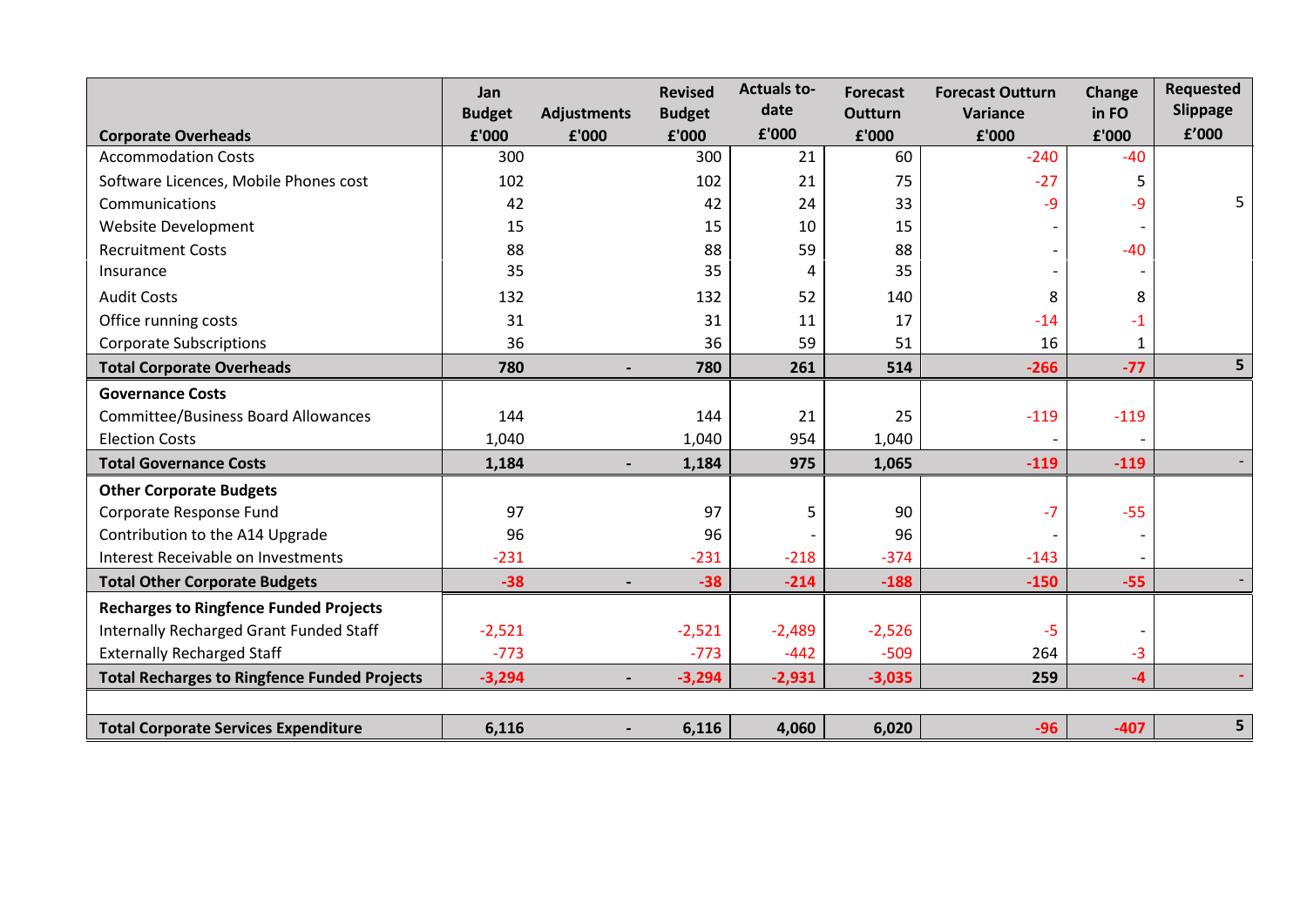| Corporate Overheads | Jan Budget £'000 | Adjustments £'000 | Revised Budget £'000 | Actuals to-date £'000 | Forecast Outturn £'000 | Forecast Outturn Variance £'000 | Change in FO £'000 | Requested Slippage £'000 |
|---|---|---|---|---|---|---|---|---|
| Accommodation Costs | 300 | | 300 | 21 | 60 | -240 | -40 | |
| Software Licences, Mobile Phones cost | 102 | | 102 | 21 | 75 | -27 | 5 | |
| Communications | 42 | | 42 | 24 | 33 | -9 | -9 | 5 |
| Website Development | 15 | | 15 | 10 | 15 | - | - | |
| Recruitment Costs | 88 | | 88 | 59 | 88 | - | -40 | |
| Insurance | 35 | | 35 | 4 | 35 | - | - | |
| Audit Costs | 132 | | 132 | 52 | 140 | 8 | 8 | |
| Office running costs | 31 | | 31 | 11 | 17 | -14 | -1 | |
| Corporate Subscriptions | 36 | | 36 | 59 | 51 | 16 | 1 | |
| **Total Corporate Overheads** | **780** | **-** | **780** | **261** | **514** | **-266** | **-77** | **5** |
| **Governance Costs** | | | | | | | | |
| Committee/Business Board Allowances | 144 | | 144 | 21 | 25 | -119 | -119 | |
| Election Costs | 1,040 | | 1,040 | 954 | 1,040 | - | - | |
| **Total Governance Costs** | **1,184** | **-** | **1,184** | **975** | **1,065** | **-119** | **-119** | **-** |
| **Other Corporate Budgets** | | | | | | | | |
| Corporate Response Fund | 97 | | 97 | 5 | 90 | -7 | -55 | |
| Contribution to the A14 Upgrade | 96 | | 96 | - | 96 | - | - | |
| Interest Receivable on Investments | -231 | | -231 | -218 | -374 | -143 | - | |
| **Total Other Corporate Budgets** | **-38** | **-** | **-38** | **-214** | **-188** | **-150** | **-55** | **-** |
| **Recharges to Ringfence Funded Projects** | | | | | | | | |
| Internally Recharged Grant Funded Staff | -2,521 | | -2,521 | -2,489 | -2,526 | -5 | - | |
| Externally Recharged Staff | -773 | | -773 | -442 | -509 | 264 | -3 | |
| **Total Recharges to Ringfence Funded Projects** | **-3,294** | **-** | **-3,294** | **-2,931** | **-3,035** | **259** | **-4** | **-** |
| | | | | | | | | |
| **Total Corporate Services Expenditure** | **6,116** | **-** | **6,116** | **4,060** | **6,020** | **-96** | **-407** | **5** |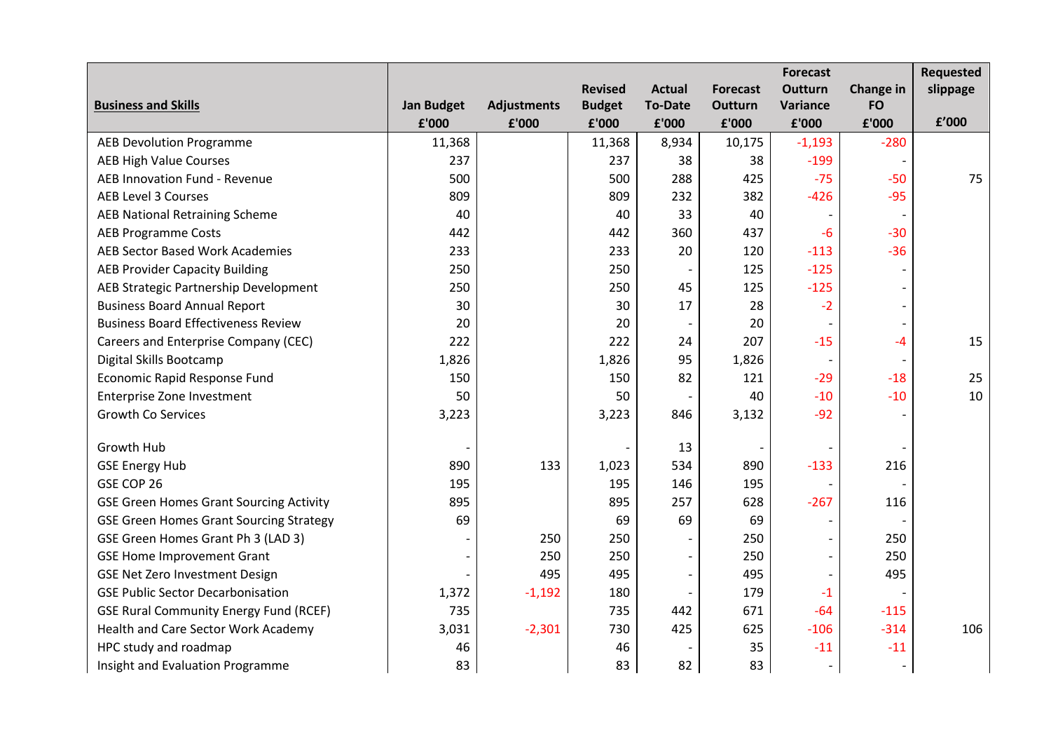| Business and Skills | Jan Budget £'000 | Adjustments £'000 | Revised Budget £'000 | Actual To-Date £'000 | Forecast Outturn £'000 | Forecast Outturn Variance £'000 | Change in FO £'000 | Requested slippage £'000 |
|---|---|---|---|---|---|---|---|---|
| AEB Devolution Programme | 11,368 | | 11,368 | 8,934 | 10,175 | -1,193 | -280 | |
| AEB High Value Courses | 237 | | 237 | 38 | 38 | -199 | - | |
| AEB Innovation Fund - Revenue | 500 | | 500 | 288 | 425 | -75 | -50 | 75 |
| AEB Level 3 Courses | 809 | | 809 | 232 | 382 | -426 | -95 | |
| AEB National Retraining Scheme | 40 | | 40 | 33 | 40 | - | - | |
| AEB Programme Costs | 442 | | 442 | 360 | 437 | -6 | -30 | |
| AEB Sector Based Work Academies | 233 | | 233 | 20 | 120 | -113 | -36 | |
| AEB Provider Capacity Building | 250 | | 250 | - | 125 | -125 | - | |
| AEB Strategic Partnership Development | 250 | | 250 | 45 | 125 | -125 | - | |
| Business Board Annual Report | 30 | | 30 | 17 | 28 | -2 | - | |
| Business Board Effectiveness Review | 20 | | 20 | - | 20 | - | - | |
| Careers and Enterprise Company (CEC) | 222 | | 222 | 24 | 207 | -15 | -4 | 15 |
| Digital Skills Bootcamp | 1,826 | | 1,826 | 95 | 1,826 | - | - | |
| Economic Rapid Response Fund | 150 | | 150 | 82 | 121 | -29 | -18 | 25 |
| Enterprise Zone Investment | 50 | | 50 | - | 40 | -10 | -10 | 10 |
| Growth Co Services | 3,223 | | 3,223 | 846 | 3,132 | -92 | - | |
| Growth Hub | - | | - | 13 | - | - | - | |
| GSE Energy Hub | 890 | 133 | 1,023 | 534 | 890 | -133 | 216 | |
| GSE COP 26 | 195 | | 195 | 146 | 195 | - | - | |
| GSE Green Homes Grant Sourcing Activity | 895 | | 895 | 257 | 628 | -267 | 116 | |
| GSE Green Homes Grant Sourcing Strategy | 69 | | 69 | 69 | 69 | - | - | |
| GSE Green Homes Grant Ph 3 (LAD 3) | - | 250 | 250 | - | 250 | - | 250 | |
| GSE Home Improvement Grant | - | 250 | 250 | - | 250 | - | 250 | |
| GSE Net Zero Investment Design | - | 495 | 495 | - | 495 | - | 495 | |
| GSE Public Sector Decarbonisation | 1,372 | -1,192 | 180 | - | 179 | -1 | - | |
| GSE Rural Community Energy Fund (RCEF) | 735 | | 735 | 442 | 671 | -64 | -115 | |
| Health and Care Sector Work Academy | 3,031 | -2,301 | 730 | 425 | 625 | -106 | -314 | 106 |
| HPC study and roadmap | 46 | | 46 | - | 35 | -11 | -11 | |
| Insight and Evaluation Programme | 83 | | 83 | 82 | 83 | - | - | |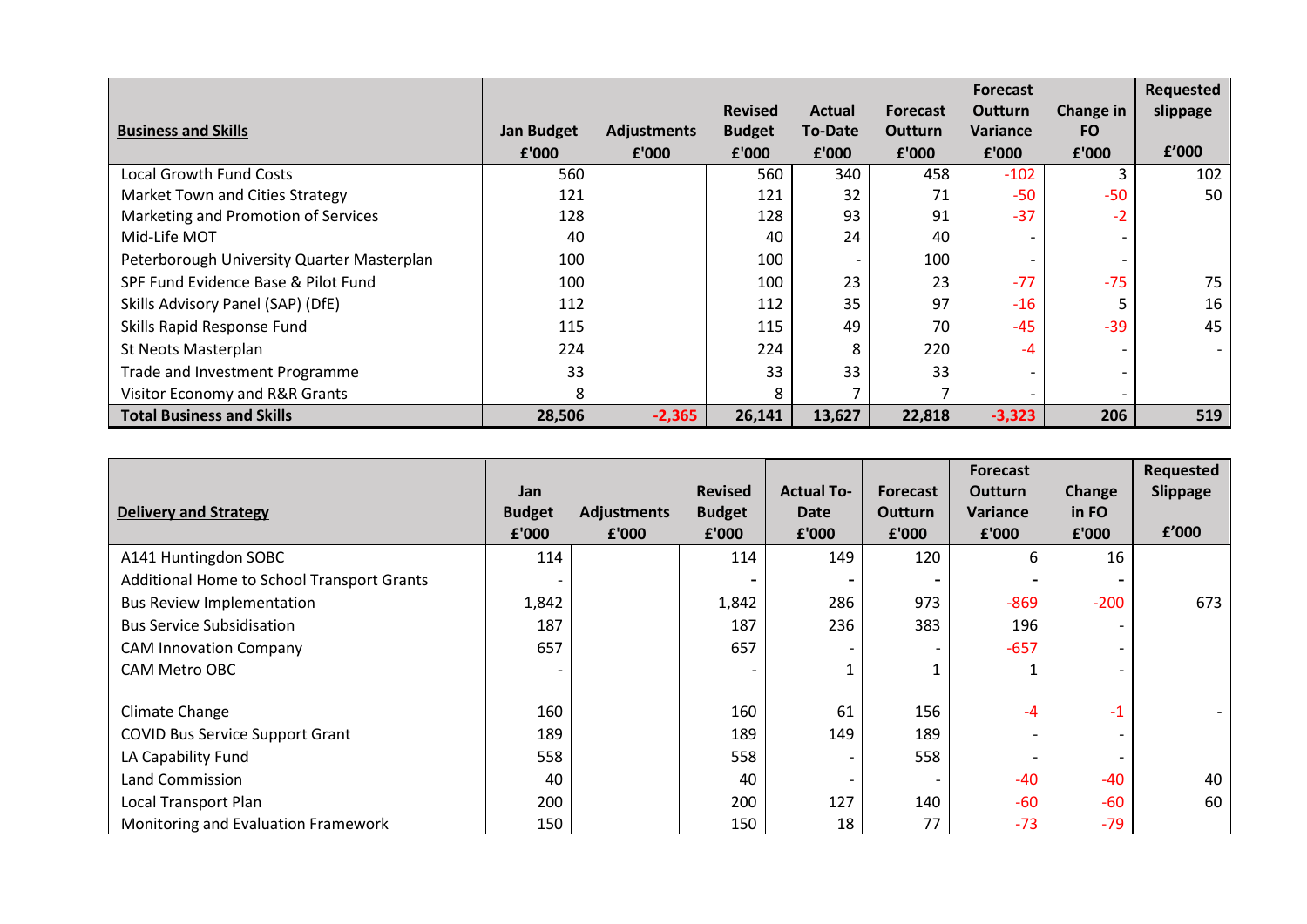| **Business and Skills** | **Jan Budget £'000** | **Adjustments £'000** | **Revised Budget £'000** | **Actual To-Date £'000** | **Forecast Outturn £'000** | **Forecast Outturn Variance £'000** | **Change in FO £'000** | **Requested slippage £'000** |
|---|---|---|---|---|---|---|---|---|
| Local Growth Fund Costs | 560 | | 560 | 340 | 458 | -102 | 3 | 102 |
| Market Town and Cities Strategy | 121 | | 121 | 32 | 71 | -50 | -50 | 50 |
| Marketing and Promotion of Services | 128 | | 128 | 93 | 91 | -37 | -2 | |
| Mid-Life MOT | 40 | | 40 | 24 | 40 | - | - | |
| Peterborough University Quarter Masterplan | 100 | | 100 | - | 100 | - | - | |
| SPF Fund Evidence Base & Pilot Fund | 100 | | 100 | 23 | 23 | -77 | -75 | 75 |
| Skills Advisory Panel (SAP) (DfE) | 112 | | 112 | 35 | 97 | -16 | 5 | 16 |
| Skills Rapid Response Fund | 115 | | 115 | 49 | 70 | -45 | -39 | 45 |
| St Neots Masterplan | 224 | | 224 | 8 | 220 | -4 | - | - |
| Trade and Investment Programme | 33 | | 33 | 33 | 33 | - | - | |
| Visitor Economy and R&R Grants | 8 | | 8 | 7 | 7 | - | - | |
| **Total Business and Skills** | **28,506** | **-2,365** | **26,141** | **13,627** | **22,818** | **-3,323** | **206** | **519** |

| **Delivery and Strategy** | **Jan Budget £'000** | **Adjustments £'000** | **Revised Budget £'000** | **Actual To-Date £'000** | **Forecast Outturn £'000** | **Forecast Outturn Variance £'000** | **Change in FO £'000** | **Requested Slippage £'000** |
|---|---|---|---|---|---|---|---|---|
| A141 Huntingdon SOBC | 114 | | 114 | 149 | 120 | 6 | 16 | |
| Additional Home to School Transport Grants | - | | - | - | - | - | - | |
| Bus Review Implementation | 1,842 | | 1,842 | 286 | 973 | -869 | -200 | 673 |
| Bus Service Subsidisation | 187 | | 187 | 236 | 383 | 196 | - | |
| CAM Innovation Company | 657 | | 657 | - | - | -657 | - | |
| CAM Metro OBC | - | | - | 1 | 1 | 1 | - | |
| Climate Change | 160 | | 160 | 61 | 156 | -4 | -1 | - |
| COVID Bus Service Support Grant | 189 | | 189 | 149 | 189 | - | - | |
| LA Capability Fund | 558 | | 558 | - | 558 | - | - | |
| Land Commission | 40 | | 40 | - | - | -40 | -40 | 40 |
| Local Transport Plan | 200 | | 200 | 127 | 140 | -60 | -60 | 60 |
| Monitoring and Evaluation Framework | 150 | | 150 | 18 | 77 | -73 | -79 | |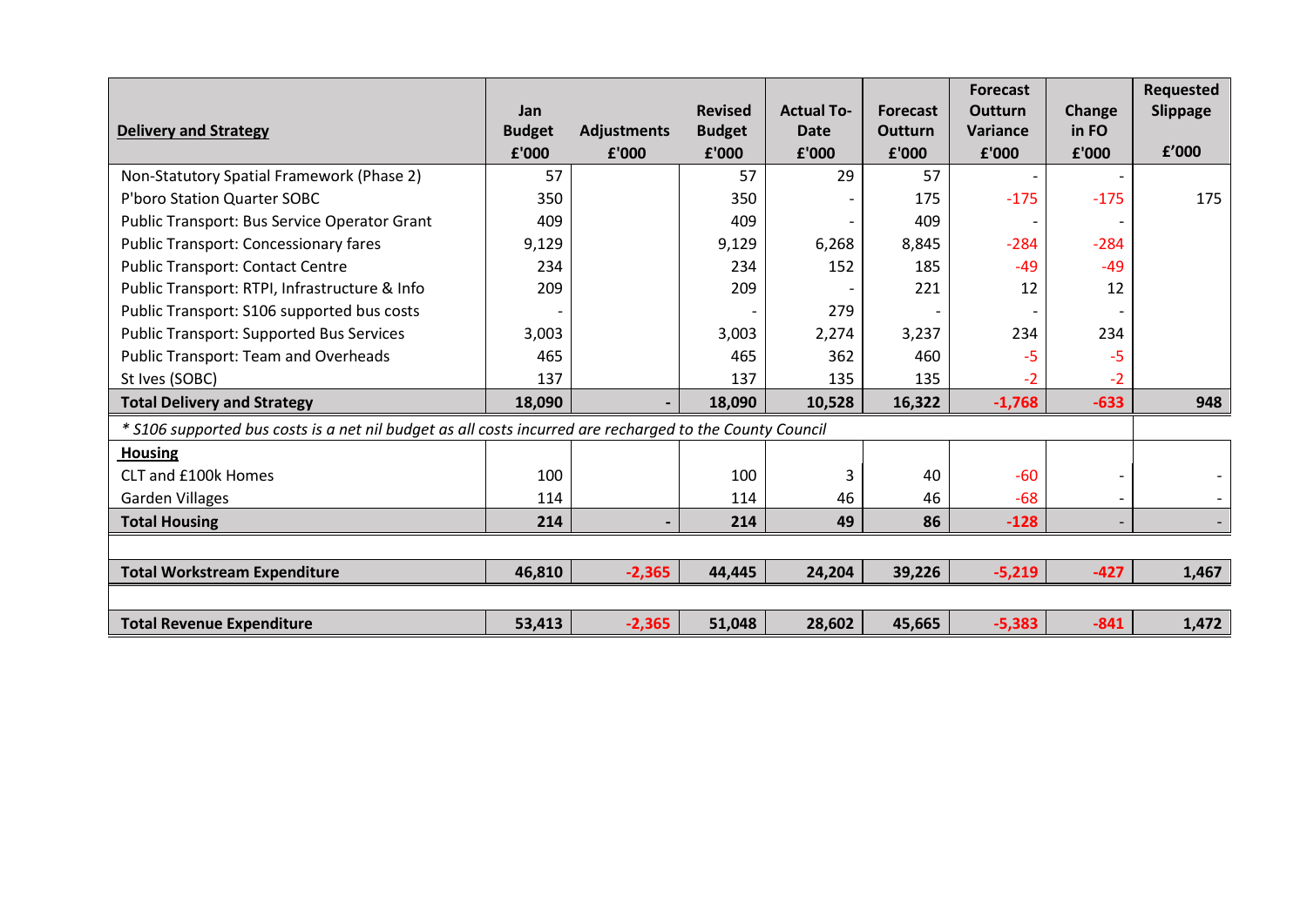| **Delivery and Strategy** | **Jan Budget £'000** | **Adjustments £'000** | **Revised Budget £'000** | **Actual To-Date £'000** | **Forecast Outturn £'000** | **Forecast Outturn Variance £'000** | **Change in FO £'000** | **Requested Slippage £'000** |
|---|---|---|---|---|---|---|---|---|
| Non-Statutory Spatial Framework (Phase 2) | 57 | | 57 | 29 | 57 | - | - | |
| P'boro Station Quarter SOBC | 350 | | 350 | - | 175 | -175 | -175 | 175 |
| Public Transport: Bus Service Operator Grant | 409 | | 409 | - | 409 | - | - | |
| Public Transport: Concessionary fares | 9,129 | | 9,129 | 6,268 | 8,845 | -284 | -284 | |
| Public Transport: Contact Centre | 234 | | 234 | 152 | 185 | -49 | -49 | |
| Public Transport: RTPI, Infrastructure & Info | 209 | | 209 | - | 221 | 12 | 12 | |
| Public Transport: S106 supported bus costs | - | | - | 279 | - | - | - | |
| Public Transport: Supported Bus Services | 3,003 | | 3,003 | 2,274 | 3,237 | 234 | 234 | |
| Public Transport: Team and Overheads | 465 | | 465 | 362 | 460 | -5 | -5 | |
| St Ives (SOBC) | 137 | | 137 | 135 | 135 | -2 | -2 | |
| **Total Delivery and Strategy** | **18,090** | **-** | **18,090** | **10,528** | **16,322** | **-1,768** | **-633** | **948** |
| *\* S106 supported bus costs is a net nil budget as all costs incurred are recharged to the County Council* | | | | | | | | |
| **Housing** | | | | | | | | |
| CLT and £100k Homes | 100 | | 100 | 3 | 40 | -60 | - | - |
| Garden Villages | 114 | | 114 | 46 | 46 | -68 | - | - |
| **Total Housing** | **214** | **-** | **214** | **49** | **86** | **-128** | **-** | **-** |
| | | | | | | | | |
| **Total Workstream Expenditure** | **46,810** | **-2,365** | **44,445** | **24,204** | **39,226** | **-5,219** | **-427** | **1,467** |
| | | | | | | | | |
| **Total Revenue Expenditure** | **53,413** | **-2,365** | **51,048** | **28,602** | **45,665** | **-5,383** | **-841** | **1,472** |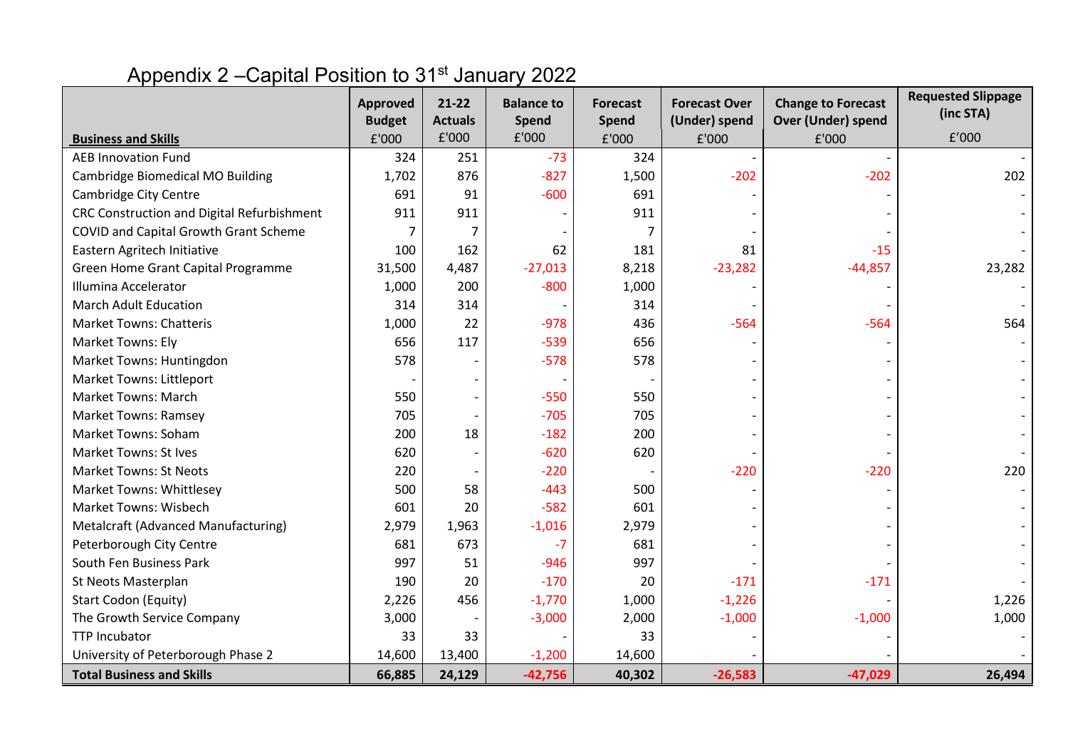# Appendix 2 –Capital Position to 31st January 2022

| Business and Skills | Approved Budget £'000 | 21-22 Actuals £'000 | Balance to Spend £'000 | Forecast Spend £'000 | Forecast Over (Under) spend £'000 | Change to Forecast Over (Under) spend £'000 | Requested Slippage (inc STA) £'000 |
|---|---|---|---|---|---|---|---|
| AEB Innovation Fund | 324 | 251 | -73 | 324 | - | - | - |
| Cambridge Biomedical MO Building | 1,702 | 876 | -827 | 1,500 | -202 | -202 | 202 |
| Cambridge City Centre | 691 | 91 | -600 | 691 | - | - | - |
| CRC Construction and Digital Refurbishment | 911 | 911 | - | 911 | - | - | - |
| COVID and Capital Growth Grant Scheme | 7 | 7 | - | 7 | - | - | - |
| Eastern Agritech Initiative | 100 | 162 | 62 | 181 | 81 | -15 | - |
| Green Home Grant Capital Programme | 31,500 | 4,487 | -27,013 | 8,218 | -23,282 | -44,857 | 23,282 |
| Illumina Accelerator | 1,000 | 200 | -800 | 1,000 | - | - | - |
| March Adult Education | 314 | 314 | - | 314 | - | - | - |
| Market Towns: Chatteris | 1,000 | 22 | -978 | 436 | -564 | -564 | 564 |
| Market Towns: Ely | 656 | 117 | -539 | 656 | - | - | - |
| Market Towns: Huntingdon | 578 | - | -578 | 578 | - | - | - |
| Market Towns: Littleport | - | - | - | - | - | - | - |
| Market Towns: March | 550 | - | -550 | 550 | - | - | - |
| Market Towns: Ramsey | 705 | - | -705 | 705 | - | - | - |
| Market Towns: Soham | 200 | 18 | -182 | 200 | - | - | - |
| Market Towns: St Ives | 620 | - | -620 | 620 | - | - | - |
| Market Towns: St Neots | 220 | - | -220 | - | -220 | -220 | 220 |
| Market Towns: Whittlesey | 500 | 58 | -443 | 500 | - | - | - |
| Market Towns: Wisbech | 601 | 20 | -582 | 601 | - | - | - |
| Metalcraft (Advanced Manufacturing) | 2,979 | 1,963 | -1,016 | 2,979 | - | - | - |
| Peterborough City Centre | 681 | 673 | -7 | 681 | - | - | - |
| South Fen Business Park | 997 | 51 | -946 | 997 | - | - | - |
| St Neots Masterplan | 190 | 20 | -170 | 20 | -171 | -171 | - |
| Start Codon (Equity) | 2,226 | 456 | -1,770 | 1,000 | -1,226 | - | 1,226 |
| The Growth Service Company | 3,000 | - | -3,000 | 2,000 | -1,000 | -1,000 | 1,000 |
| TTP Incubator | 33 | 33 | - | 33 | - | - | - |
| University of Peterborough Phase 2 | 14,600 | 13,400 | -1,200 | 14,600 | - | - | - |
| **Total Business and Skills** | **66,885** | **24,129** | **-42,756** | **40,302** | **-26,583** | **-47,029** | **26,494** |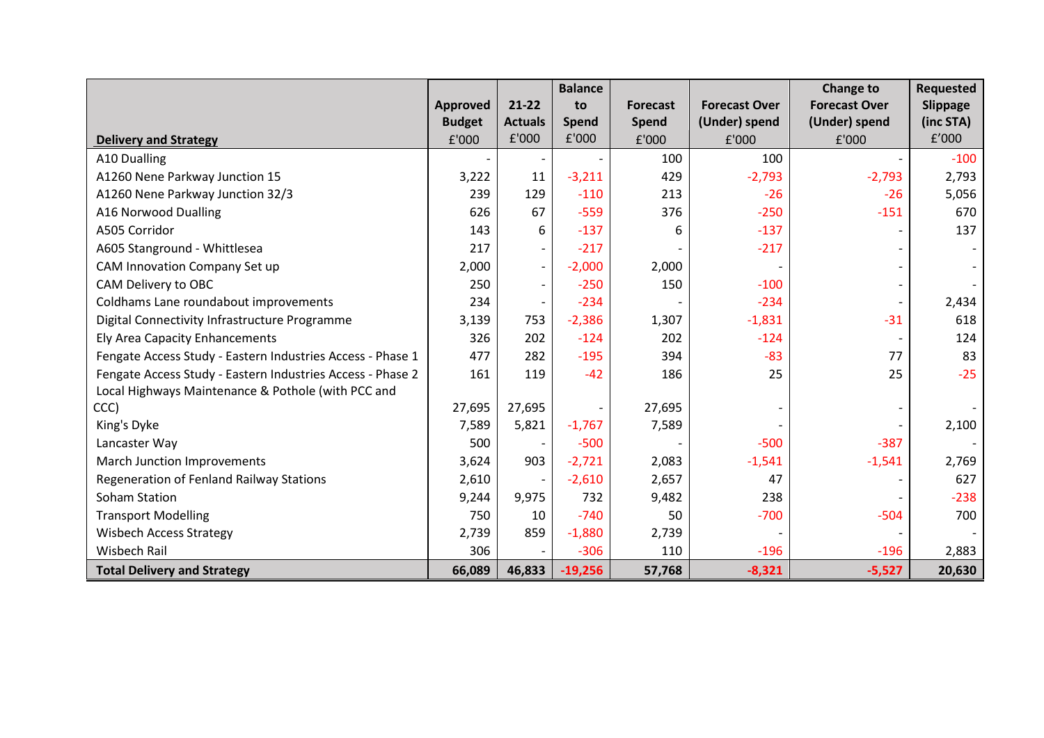| Delivery and Strategy | Approved Budget £'000 | 21-22 Actuals £'000 | Balance to Spend £'000 | Forecast Spend £'000 | Forecast Over (Under) spend £'000 | Change to Forecast Over (Under) spend £'000 | Requested Slippage (inc STA) £'000 |
|---|---|---|---|---|---|---|---|
| A10 Dualling | - | - | - | 100 | 100 | - | -100 |
| A1260 Nene Parkway Junction 15 | 3,222 | 11 | -3,211 | 429 | -2,793 | -2,793 | 2,793 |
| A1260 Nene Parkway Junction 32/3 | 239 | 129 | -110 | 213 | -26 | -26 | 5,056 |
| A16 Norwood Dualling | 626 | 67 | -559 | 376 | -250 | -151 | 670 |
| A505 Corridor | 143 | 6 | -137 | 6 | -137 | - | 137 |
| A605 Stanground - Whittlesea | 217 | - | -217 | - | -217 | - | - |
| CAM Innovation Company Set up | 2,000 | - | -2,000 | 2,000 | - | - | - |
| CAM Delivery to OBC | 250 | - | -250 | 150 | -100 | - | - |
| Coldhams Lane roundabout improvements | 234 | - | -234 | - | -234 | - | 2,434 |
| Digital Connectivity Infrastructure Programme | 3,139 | 753 | -2,386 | 1,307 | -1,831 | -31 | 618 |
| Ely Area Capacity Enhancements | 326 | 202 | -124 | 202 | -124 | - | 124 |
| Fengate Access Study - Eastern Industries Access - Phase 1 | 477 | 282 | -195 | 394 | -83 | 77 | 83 |
| Fengate Access Study - Eastern Industries Access - Phase 2 | 161 | 119 | -42 | 186 | 25 | 25 | -25 |
| Local Highways Maintenance & Pothole (with PCC and CCC) | 27,695 | 27,695 | - | 27,695 | - | - | - |
| King's Dyke | 7,589 | 5,821 | -1,767 | 7,589 | - | - | 2,100 |
| Lancaster Way | 500 | - | -500 | - | -500 | -387 | - |
| March Junction Improvements | 3,624 | 903 | -2,721 | 2,083 | -1,541 | -1,541 | 2,769 |
| Regeneration of Fenland Railway Stations | 2,610 | - | -2,610 | 2,657 | 47 | - | 627 |
| Soham Station | 9,244 | 9,975 | 732 | 9,482 | 238 | - | -238 |
| Transport Modelling | 750 | 10 | -740 | 50 | -700 | -504 | 700 |
| Wisbech Access Strategy | 2,739 | 859 | -1,880 | 2,739 | - | - | - |
| Wisbech Rail | 306 | - | -306 | 110 | -196 | -196 | 2,883 |
| **Total Delivery and Strategy** | **66,089** | **46,833** | **-19,256** | **57,768** | **-8,321** | **-5,527** | **20,630** |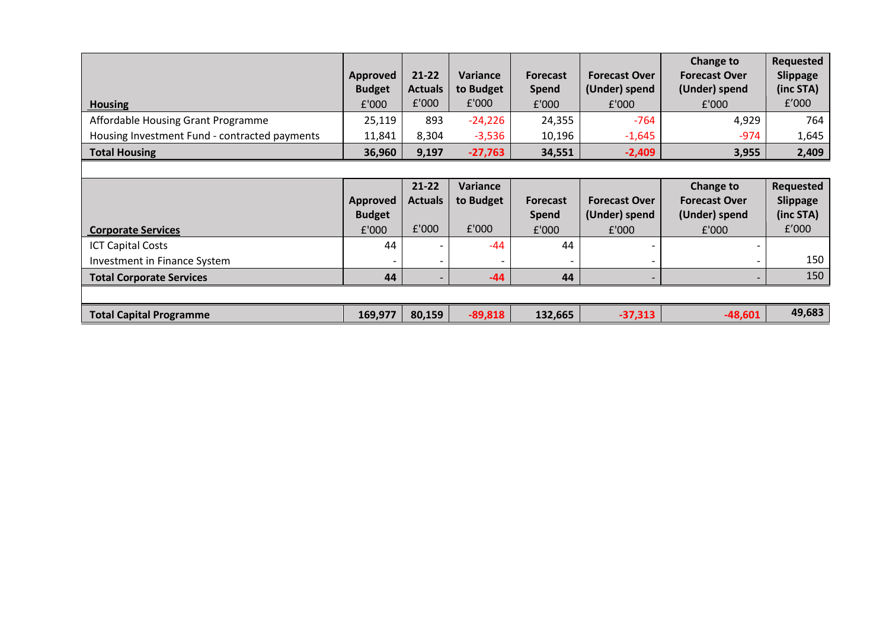| Housing | Approved Budget £'000 | 21-22 Actuals £'000 | Variance to Budget £'000 | Forecast Spend £'000 | Forecast Over (Under) spend £'000 | Change to Forecast Over (Under) spend £'000 | Requested Slippage (inc STA) £'000 |
|---|---|---|---|---|---|---|---|
| Affordable Housing Grant Programme | 25,119 | 893 | -24,226 | 24,355 | -764 | 4,929 | 764 |
| Housing Investment Fund - contracted payments | 11,841 | 8,304 | -3,536 | 10,196 | -1,645 | -974 | 1,645 |
| **Total Housing** | **36,960** | **9,197** | **-27,763** | **34,551** | **-2,409** | **3,955** | **2,409** |

| Corporate Services | Approved Budget £'000 | 21-22 Actuals £'000 | Variance to Budget £'000 | Forecast Spend £'000 | Forecast Over (Under) spend £'000 | Change to Forecast Over (Under) spend £'000 | Requested Slippage (inc STA) £'000 |
|---|---|---|---|---|---|---|---|
| ICT Capital Costs | 44 | - | -44 | 44 | - | - | |
| Investment in Finance System | - | - | - | - | - | - | 150 |
| **Total Corporate Services** | **44** | - | **-44** | **44** | - | - | 150 |

| | | | | | | | |
|---|---|---|---|---|---|---|---|
| **Total Capital Programme** | **169,977** | **80,159** | **-89,818** | **132,665** | **-37,313** | **-48,601** | **49,683** |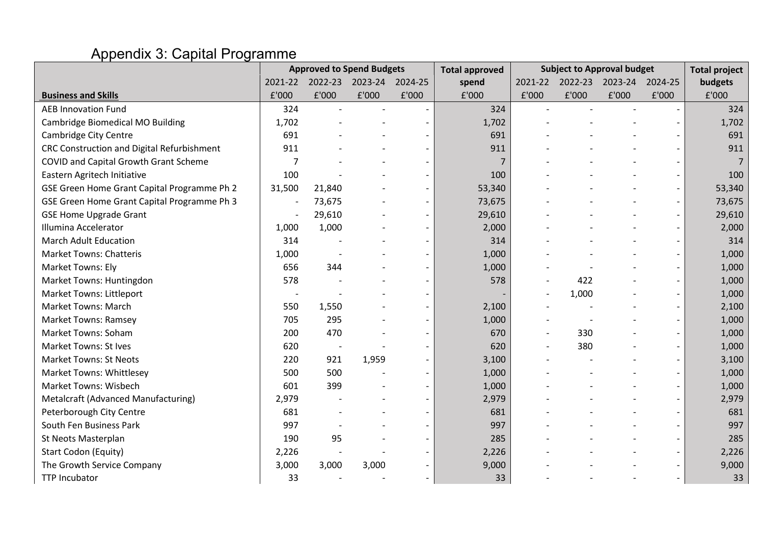# Appendix 3: Capital Programme

| | Approved to Spend Budgets | | | | Total approved | Subject to Approval budget | | | | Total project |
|---|---|---|---|---|---|---|---|---|---|---|
| | 2021-22 | 2022-23 | 2023-24 | 2024-25 | spend | 2021-22 | 2022-23 | 2023-24 | 2024-25 | budgets |
| **Business and Skills** | £'000 | £'000 | £'000 | £'000 | £'000 | £'000 | £'000 | £'000 | £'000 | £'000 |
| AEB Innovation Fund | 324 | - | - | - | 324 | - | - | - | - | 324 |
| Cambridge Biomedical MO Building | 1,702 | - | - | - | 1,702 | - | - | - | - | 1,702 |
| Cambridge City Centre | 691 | - | - | - | 691 | - | - | - | - | 691 |
| CRC Construction and Digital Refurbishment | 911 | - | - | - | 911 | - | - | - | - | 911 |
| COVID and Capital Growth Grant Scheme | 7 | - | - | - | 7 | - | - | - | - | 7 |
| Eastern Agritech Initiative | 100 | - | - | - | 100 | - | - | - | - | 100 |
| GSE Green Home Grant Capital Programme Ph 2 | 31,500 | 21,840 | - | - | 53,340 | - | - | - | - | 53,340 |
| GSE Green Home Grant Capital Programme Ph 3 | - | 73,675 | - | - | 73,675 | - | - | - | - | 73,675 |
| GSE Home Upgrade Grant | - | 29,610 | - | - | 29,610 | - | - | - | - | 29,610 |
| Illumina Accelerator | 1,000 | 1,000 | - | - | 2,000 | - | - | - | - | 2,000 |
| March Adult Education | 314 | - | - | - | 314 | - | - | - | - | 314 |
| Market Towns: Chatteris | 1,000 | - | - | - | 1,000 | - | - | - | - | 1,000 |
| Market Towns: Ely | 656 | 344 | - | - | 1,000 | - | - | - | - | 1,000 |
| Market Towns: Huntingdon | 578 | - | - | - | 578 | - | 422 | - | - | 1,000 |
| Market Towns: Littleport | - | - | - | - | - | - | 1,000 | - | - | 1,000 |
| Market Towns: March | 550 | 1,550 | - | - | 2,100 | - | - | - | - | 2,100 |
| Market Towns: Ramsey | 705 | 295 | - | - | 1,000 | - | - | - | - | 1,000 |
| Market Towns: Soham | 200 | 470 | - | - | 670 | - | 330 | - | - | 1,000 |
| Market Towns: St Ives | 620 | - | - | - | 620 | - | 380 | - | - | 1,000 |
| Market Towns: St Neots | 220 | 921 | 1,959 | - | 3,100 | - | - | - | - | 3,100 |
| Market Towns: Whittlesey | 500 | 500 | - | - | 1,000 | - | - | - | - | 1,000 |
| Market Towns: Wisbech | 601 | 399 | - | - | 1,000 | - | - | - | - | 1,000 |
| Metalcraft (Advanced Manufacturing) | 2,979 | - | - | - | 2,979 | - | - | - | - | 2,979 |
| Peterborough City Centre | 681 | - | - | - | 681 | - | - | - | - | 681 |
| South Fen Business Park | 997 | - | - | - | 997 | - | - | - | - | 997 |
| St Neots Masterplan | 190 | 95 | - | - | 285 | - | - | - | - | 285 |
| Start Codon (Equity) | 2,226 | - | - | - | 2,226 | - | - | - | - | 2,226 |
| The Growth Service Company | 3,000 | 3,000 | 3,000 | - | 9,000 | - | - | - | - | 9,000 |
| TTP Incubator | 33 | - | - | - | 33 | - | - | - | - | 33 |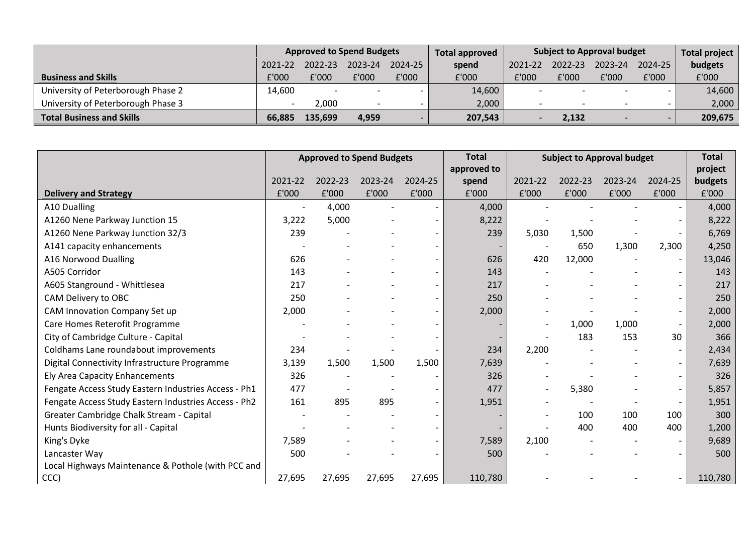| Business and Skills | Approved to Spend Budgets | | | | Total approved spend | Subject to Approval budget | | | | Total project budgets |
|---|---|---|---|---|---|---|---|---|---|---|
| | 2021-22 | 2022-23 | 2023-24 | 2024-25 | | 2021-22 | 2022-23 | 2023-24 | 2024-25 | |
| | £'000 | £'000 | £'000 | £'000 | £'000 | £'000 | £'000 | £'000 | £'000 | £'000 |
| University of Peterborough Phase 2 | 14,600 | - | - | - | 14,600 | - | - | - | - | 14,600 |
| University of Peterborough Phase 3 | - | 2,000 | - | - | 2,000 | - | - | - | - | 2,000 |
| **Total Business and Skills** | **66,885** | **135,699** | **4,959** | - | **207,543** | - | **2,132** | - | - | **209,675** |

| Delivery and Strategy | Approved to Spend Budgets | | | | Total approved to spend | Subject to Approval budget | | | | Total project budgets |
|---|---|---|---|---|---|---|---|---|---|---|
| | 2021-22 | 2022-23 | 2023-24 | 2024-25 | | 2021-22 | 2022-23 | 2023-24 | 2024-25 | |
| | £'000 | £'000 | £'000 | £'000 | £'000 | £'000 | £'000 | £'000 | £'000 | £'000 |
| A10 Dualling | - | 4,000 | - | - | 4,000 | - | - | - | - | 4,000 |
| A1260 Nene Parkway Junction 15 | 3,222 | 5,000 | - | - | 8,222 | - | - | - | - | 8,222 |
| A1260 Nene Parkway Junction 32/3 | 239 | - | - | - | 239 | 5,030 | 1,500 | - | - | 6,769 |
| A141 capacity enhancements | - | - | - | - | - | - | 650 | 1,300 | 2,300 | 4,250 |
| A16 Norwood Dualling | 626 | - | - | - | 626 | 420 | 12,000 | - | - | 13,046 |
| A505 Corridor | 143 | - | - | - | 143 | - | - | - | - | 143 |
| A605 Stanground - Whittlesea | 217 | - | - | - | 217 | - | - | - | - | 217 |
| CAM Delivery to OBC | 250 | - | - | - | 250 | - | - | - | - | 250 |
| CAM Innovation Company Set up | 2,000 | - | - | - | 2,000 | - | - | - | - | 2,000 |
| Care Homes Reterofit Programme | - | - | - | - | - | - | 1,000 | 1,000 | - | 2,000 |
| City of Cambridge Culture - Capital | - | - | - | - | - | - | 183 | 153 | 30 | 366 |
| Coldhams Lane roundabout improvements | 234 | - | - | - | 234 | 2,200 | - | - | - | 2,434 |
| Digital Connectivity Infrastructure Programme | 3,139 | 1,500 | 1,500 | 1,500 | 7,639 | - | - | - | - | 7,639 |
| Ely Area Capacity Enhancements | 326 | - | - | - | 326 | - | - | - | - | 326 |
| Fengate Access Study Eastern Industries Access - Ph1 | 477 | - | - | - | 477 | - | 5,380 | - | - | 5,857 |
| Fengate Access Study Eastern Industries Access - Ph2 | 161 | 895 | 895 | - | 1,951 | - | - | - | - | 1,951 |
| Greater Cambridge Chalk Stream - Capital | - | - | - | - | - | - | 100 | 100 | 100 | 300 |
| Hunts Biodiversity for all - Capital | - | - | - | - | - | - | 400 | 400 | 400 | 1,200 |
| King's Dyke | 7,589 | - | - | - | 7,589 | 2,100 | - | - | - | 9,689 |
| Lancaster Way | 500 | - | - | - | 500 | - | - | - | - | 500 |
| Local Highways Maintenance & Pothole (with PCC and CCC) | 27,695 | 27,695 | 27,695 | 27,695 | 110,780 | - | - | - | - | 110,780 |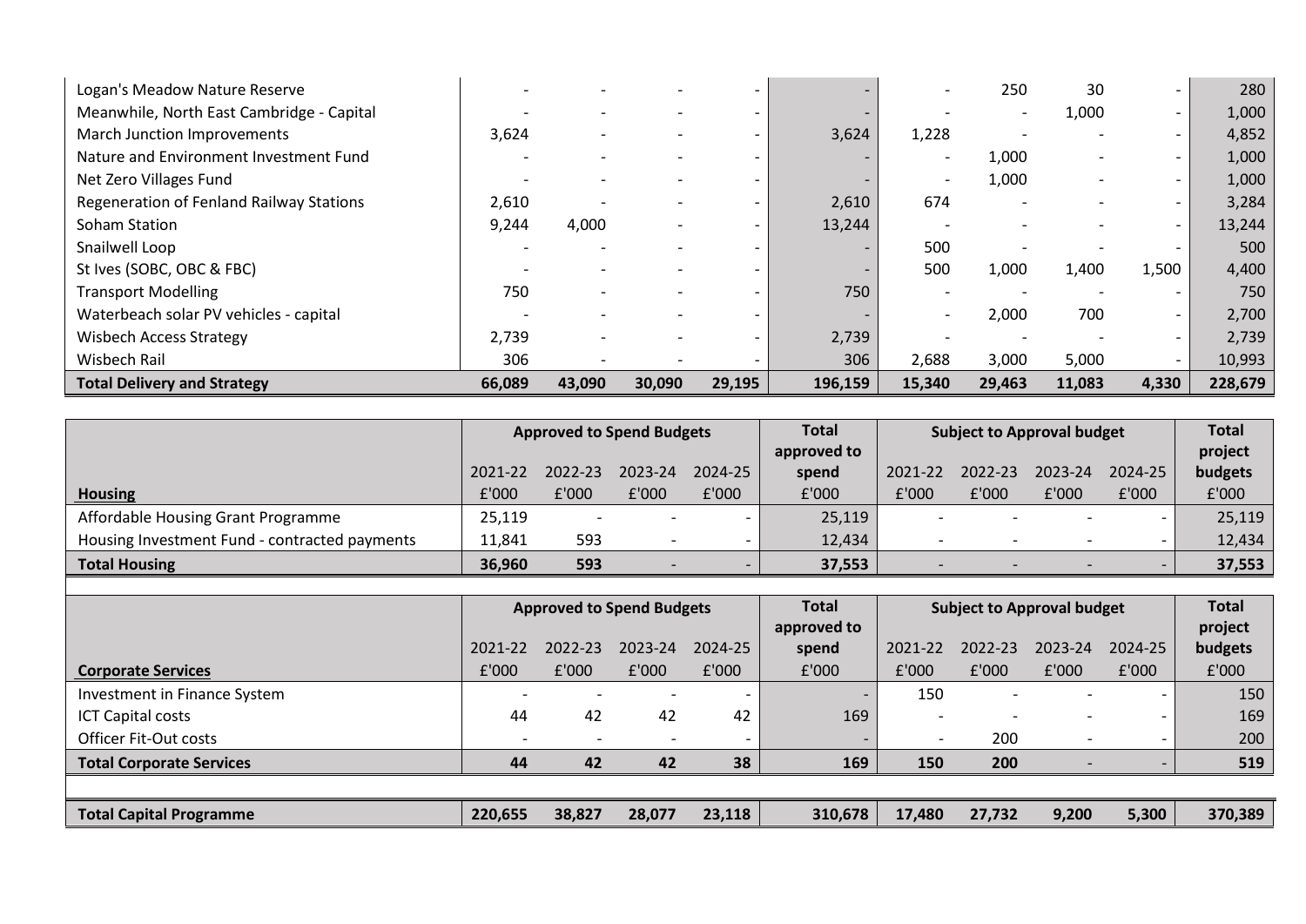| | | | | | | | | | | |
|---|---|---|---|---|---|---|---|---|---|---|
| Logan's Meadow Nature Reserve | - | - | - | - | - | - | 250 | 30 | - | 280 |
| Meanwhile, North East Cambridge - Capital | - | - | - | - | - | - | - | 1,000 | - | 1,000 |
| March Junction Improvements | 3,624 | - | - | - | 3,624 | 1,228 | - | - | - | 4,852 |
| Nature and Environment Investment Fund | - | - | - | - | - | - | 1,000 | - | - | 1,000 |
| Net Zero Villages Fund | - | - | - | - | - | - | 1,000 | - | - | 1,000 |
| Regeneration of Fenland Railway Stations | 2,610 | - | - | - | 2,610 | 674 | - | - | - | 3,284 |
| Soham Station | 9,244 | 4,000 | - | - | 13,244 | - | - | - | - | 13,244 |
| Snailwell Loop | - | - | - | - | - | 500 | - | - | - | 500 |
| St Ives (SOBC, OBC & FBC) | - | - | - | - | - | 500 | 1,000 | 1,400 | 1,500 | 4,400 |
| Transport Modelling | 750 | - | - | - | 750 | - | - | - | - | 750 |
| Waterbeach solar PV vehicles - capital | - | - | - | - | - | - | 2,000 | 700 | - | 2,700 |
| Wisbech Access Strategy | 2,739 | - | - | - | 2,739 | - | - | - | - | 2,739 |
| Wisbech Rail | 306 | - | - | - | 306 | 2,688 | 3,000 | 5,000 | - | 10,993 |
| **Total Delivery and Strategy** | **66,089** | **43,090** | **30,090** | **29,195** | **196,159** | **15,340** | **29,463** | **11,083** | **4,330** | **228,679** |

| | Approved to Spend Budgets | | | | Total approved to spend | Subject to Approval budget | | | | Total project budgets |
|---|---|---|---|---|---|---|---|---|---|---|
| | 2021-22 | 2022-23 | 2023-24 | 2024-25 | | 2021-22 | 2022-23 | 2023-24 | 2024-25 | |
| **Housing** | £'000 | £'000 | £'000 | £'000 | £'000 | £'000 | £'000 | £'000 | £'000 | £'000 |
| Affordable Housing Grant Programme | 25,119 | - | - | - | 25,119 | - | - | - | - | 25,119 |
| Housing Investment Fund - contracted payments | 11,841 | 593 | - | - | 12,434 | - | - | - | - | 12,434 |
| **Total Housing** | **36,960** | **593** | - | - | **37,553** | - | - | - | - | **37,553** |

| | Approved to Spend Budgets | | | | Total approved to spend | Subject to Approval budget | | | | Total project budgets |
|---|---|---|---|---|---|---|---|---|---|---|
| | 2021-22 | 2022-23 | 2023-24 | 2024-25 | | 2021-22 | 2022-23 | 2023-24 | 2024-25 | |
| **Corporate Services** | £'000 | £'000 | £'000 | £'000 | £'000 | £'000 | £'000 | £'000 | £'000 | £'000 |
| Investment in Finance System | - | - | - | - | - | 150 | - | - | - | 150 |
| ICT Capital costs | 44 | 42 | 42 | 42 | 169 | - | - | - | - | 169 |
| Officer Fit-Out costs | - | - | - | - | - | - | 200 | - | - | 200 |
| **Total Corporate Services** | **44** | **42** | **42** | **38** | **169** | **150** | **200** | - | - | **519** |

| | | | | | | | | | | |
|---|---|---|---|---|---|---|---|---|---|---|
| **Total Capital Programme** | **220,655** | **38,827** | **28,077** | **23,118** | **310,678** | **17,480** | **27,732** | **9,200** | **5,300** | **370,389** |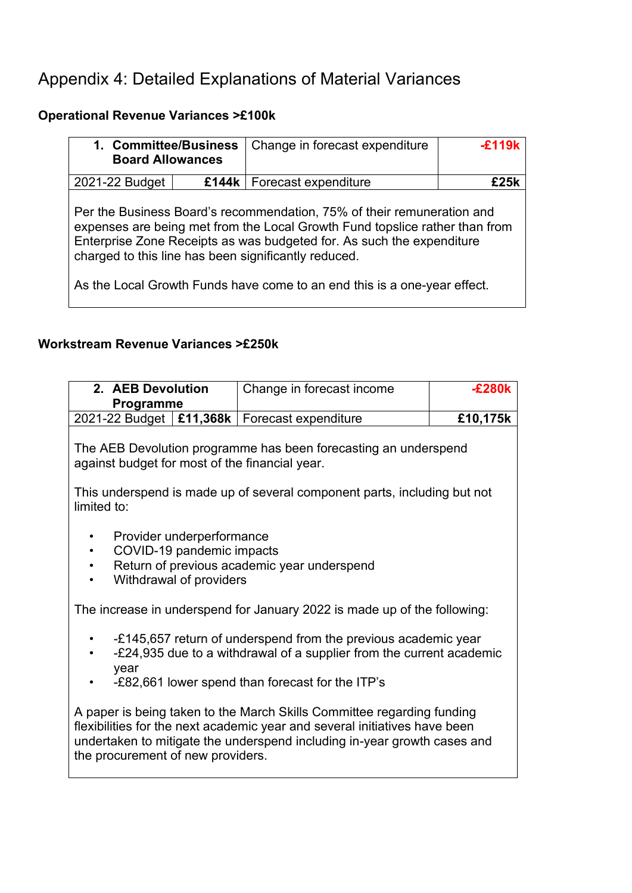# Appendix 4: Detailed Explanations of Material Variances

**Operational Revenue Variances >£100k**

| 1. **Committee/Business Board Allowances** | | Change in forecast expenditure | **-£119k** |
|---|---|---|---|
| 2021-22 Budget | **£144k** | Forecast expenditure | **£25k** |

Per the Business Board's recommendation, 75% of their remuneration and expenses are being met from the Local Growth Fund topslice rather than from Enterprise Zone Receipts as was budgeted for. As such the expenditure charged to this line has been significantly reduced.

As the Local Growth Funds have come to an end this is a one-year effect.

**Workstream Revenue Variances >£250k**

| 2. **AEB Devolution Programme** | | Change in forecast income | **-£280k** |
|---|---|---|---|
| 2021-22 Budget | **£11,368k** | Forecast expenditure | **£10,175k** |

The AEB Devolution programme has been forecasting an underspend against budget for most of the financial year.

This underspend is made up of several component parts, including but not limited to:

- Provider underperformance
- COVID-19 pandemic impacts
- Return of previous academic year underspend
- Withdrawal of providers

The increase in underspend for January 2022 is made up of the following:

- -£145,657 return of underspend from the previous academic year
- -£24,935 due to a withdrawal of a supplier from the current academic year
- -£82,661 lower spend than forecast for the ITP's

A paper is being taken to the March Skills Committee regarding funding flexibilities for the next academic year and several initiatives have been undertaken to mitigate the underspend including in-year growth cases and the procurement of new providers.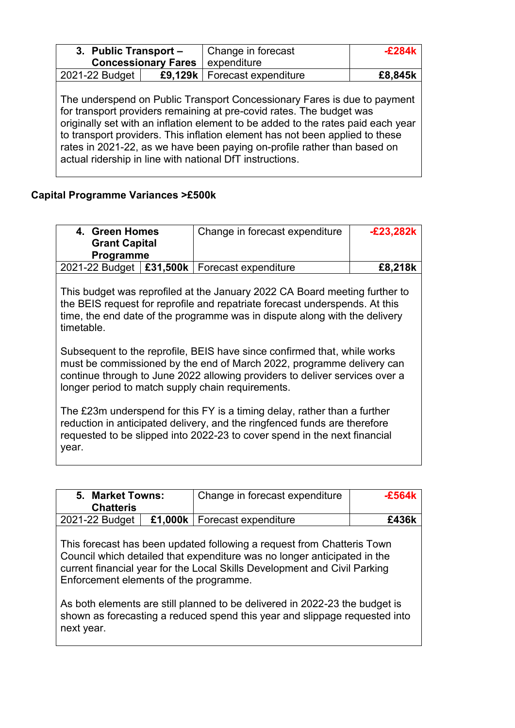| 3. Public Transport – Concessionary Fares | | Change in forecast expenditure | -£284k |
|---|---|---|---|
| 2021-22 Budget | £9,129k | Forecast expenditure | £8,845k |

The underspend on Public Transport Concessionary Fares is due to payment for transport providers remaining at pre-covid rates. The budget was originally set with an inflation element to be added to the rates paid each year to transport providers. This inflation element has not been applied to these rates in 2021-22, as we have been paying on-profile rather than based on actual ridership in line with national DfT instructions.

**Capital Programme Variances >£500k**

| 4. Green Homes Grant Capital Programme | | Change in forecast expenditure | -£23,282k |
|---|---|---|---|
| 2021-22 Budget | £31,500k | Forecast expenditure | £8,218k |

This budget was reprofiled at the January 2022 CA Board meeting further to the BEIS request for reprofile and repatriate forecast underspends. At this time, the end date of the programme was in dispute along with the delivery timetable.

Subsequent to the reprofile, BEIS have since confirmed that, while works must be commissioned by the end of March 2022, programme delivery can continue through to June 2022 allowing providers to deliver services over a longer period to match supply chain requirements.

The £23m underspend for this FY is a timing delay, rather than a further reduction in anticipated delivery, and the ringfenced funds are therefore requested to be slipped into 2022-23 to cover spend in the next financial year.

| 5. Market Towns: Chatteris | | Change in forecast expenditure | -£564k |
|---|---|---|---|
| 2021-22 Budget | £1,000k | Forecast expenditure | £436k |

This forecast has been updated following a request from Chatteris Town Council which detailed that expenditure was no longer anticipated in the current financial year for the Local Skills Development and Civil Parking Enforcement elements of the programme.

As both elements are still planned to be delivered in 2022-23 the budget is shown as forecasting a reduced spend this year and slippage requested into next year.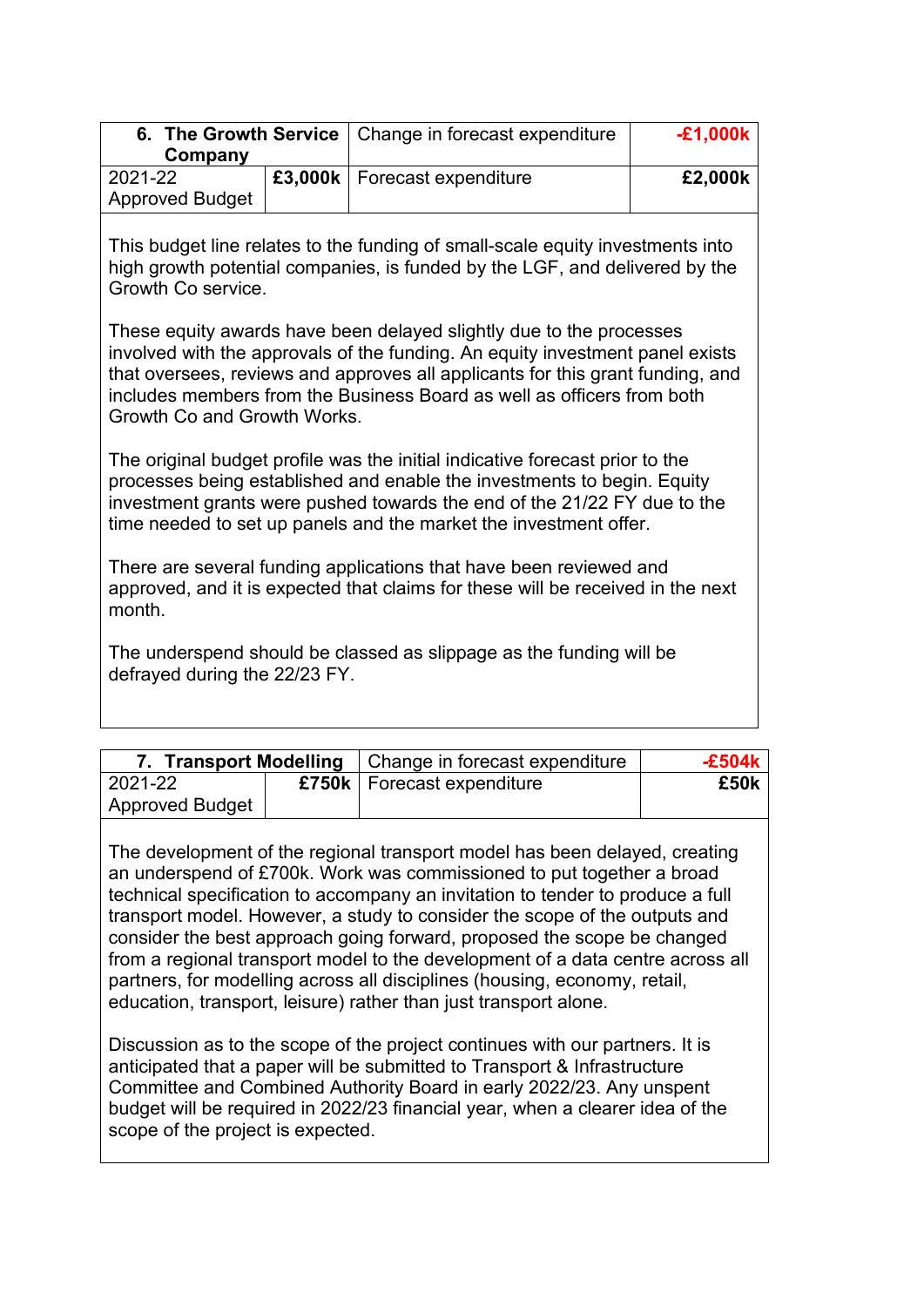| **6. The Growth Service Company** | | Change in forecast expenditure | **-£1,000k** |
|---|---|---|---|
| 2021-22 Approved Budget | **£3,000k** | Forecast expenditure | **£2,000k** |

This budget line relates to the funding of small-scale equity investments into high growth potential companies, is funded by the LGF, and delivered by the Growth Co service.

These equity awards have been delayed slightly due to the processes involved with the approvals of the funding. An equity investment panel exists that oversees, reviews and approves all applicants for this grant funding, and includes members from the Business Board as well as officers from both Growth Co and Growth Works.

The original budget profile was the initial indicative forecast prior to the processes being established and enable the investments to begin. Equity investment grants were pushed towards the end of the 21/22 FY due to the time needed to set up panels and the market the investment offer.

There are several funding applications that have been reviewed and approved, and it is expected that claims for these will be received in the next month.

The underspend should be classed as slippage as the funding will be defrayed during the 22/23 FY.

| **7. Transport Modelling** | | Change in forecast expenditure | **-£504k** |
|---|---|---|---|
| 2021-22 Approved Budget | **£750k** | Forecast expenditure | **£50k** |

The development of the regional transport model has been delayed, creating an underspend of £700k. Work was commissioned to put together a broad technical specification to accompany an invitation to tender to produce a full transport model. However, a study to consider the scope of the outputs and consider the best approach going forward, proposed the scope be changed from a regional transport model to the development of a data centre across all partners, for modelling across all disciplines (housing, economy, retail, education, transport, leisure) rather than just transport alone.

Discussion as to the scope of the project continues with our partners. It is anticipated that a paper will be submitted to Transport & Infrastructure Committee and Combined Authority Board in early 2022/23. Any unspent budget will be required in 2022/23 financial year, when a clearer idea of the scope of the project is expected.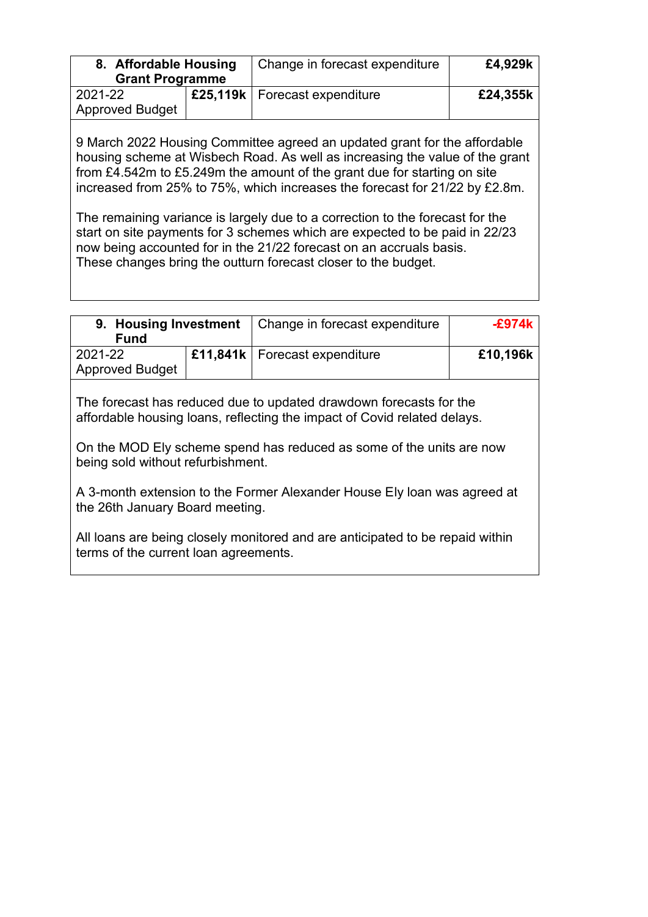| 8. Affordable Housing Grant Programme | | Change in forecast expenditure | £4,929k |
|---|---|---|---|
| 2021-22 Approved Budget | £25,119k | Forecast expenditure | £24,355k |

9 March 2022 Housing Committee agreed an updated grant for the affordable housing scheme at Wisbech Road. As well as increasing the value of the grant from £4.542m to £5.249m the amount of the grant due for starting on site increased from 25% to 75%, which increases the forecast for 21/22 by £2.8m.

The remaining variance is largely due to a correction to the forecast for the start on site payments for 3 schemes which are expected to be paid in 22/23 now being accounted for in the 21/22 forecast on an accruals basis. These changes bring the outturn forecast closer to the budget.

| 9. Housing Investment Fund | | Change in forecast expenditure | -£974k |
|---|---|---|---|
| 2021-22 Approved Budget | £11,841k | Forecast expenditure | £10,196k |

The forecast has reduced due to updated drawdown forecasts for the affordable housing loans, reflecting the impact of Covid related delays.

On the MOD Ely scheme spend has reduced as some of the units are now being sold without refurbishment.

A 3-month extension to the Former Alexander House Ely loan was agreed at the 26th January Board meeting.

All loans are being closely monitored and are anticipated to be repaid within terms of the current loan agreements.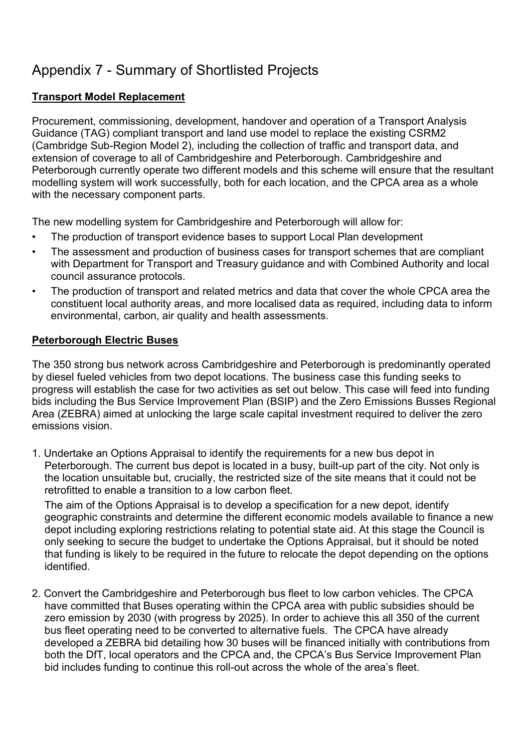# Appendix 7 - Summary of Shortlisted Projects

**Transport Model Replacement**

Procurement, commissioning, development, handover and operation of a Transport Analysis Guidance (TAG) compliant transport and land use model to replace the existing CSRM2 (Cambridge Sub-Region Model 2), including the collection of traffic and transport data, and extension of coverage to all of Cambridgeshire and Peterborough. Cambridgeshire and Peterborough currently operate two different models and this scheme will ensure that the resultant modelling system will work successfully, both for each location, and the CPCA area as a whole with the necessary component parts.

The new modelling system for Cambridgeshire and Peterborough will allow for:

- The production of transport evidence bases to support Local Plan development
- The assessment and production of business cases for transport schemes that are compliant with Department for Transport and Treasury guidance and with Combined Authority and local council assurance protocols.
- The production of transport and related metrics and data that cover the whole CPCA area the constituent local authority areas, and more localised data as required, including data to inform environmental, carbon, air quality and health assessments.

**Peterborough Electric Buses**

The 350 strong bus network across Cambridgeshire and Peterborough is predominantly operated by diesel fueled vehicles from two depot locations. The business case this funding seeks to progress will establish the case for two activities as set out below. This case will feed into funding bids including the Bus Service Improvement Plan (BSIP) and the Zero Emissions Busses Regional Area (ZEBRA) aimed at unlocking the large scale capital investment required to deliver the zero emissions vision.

1. Undertake an Options Appraisal to identify the requirements for a new bus depot in Peterborough. The current bus depot is located in a busy, built-up part of the city. Not only is the location unsuitable but, crucially, the restricted size of the site means that it could not be retrofitted to enable a transition to a low carbon fleet.

   The aim of the Options Appraisal is to develop a specification for a new depot, identify geographic constraints and determine the different economic models available to finance a new depot including exploring restrictions relating to potential state aid. At this stage the Council is only seeking to secure the budget to undertake the Options Appraisal, but it should be noted that funding is likely to be required in the future to relocate the depot depending on the options identified.

2. Convert the Cambridgeshire and Peterborough bus fleet to low carbon vehicles. The CPCA have committed that Buses operating within the CPCA area with public subsidies should be zero emission by 2030 (with progress by 2025). In order to achieve this all 350 of the current bus fleet operating need to be converted to alternative fuels. The CPCA have already developed a ZEBRA bid detailing how 30 buses will be financed initially with contributions from both the DfT, local operators and the CPCA and, the CPCA's Bus Service Improvement Plan bid includes funding to continue this roll-out across the whole of the area's fleet.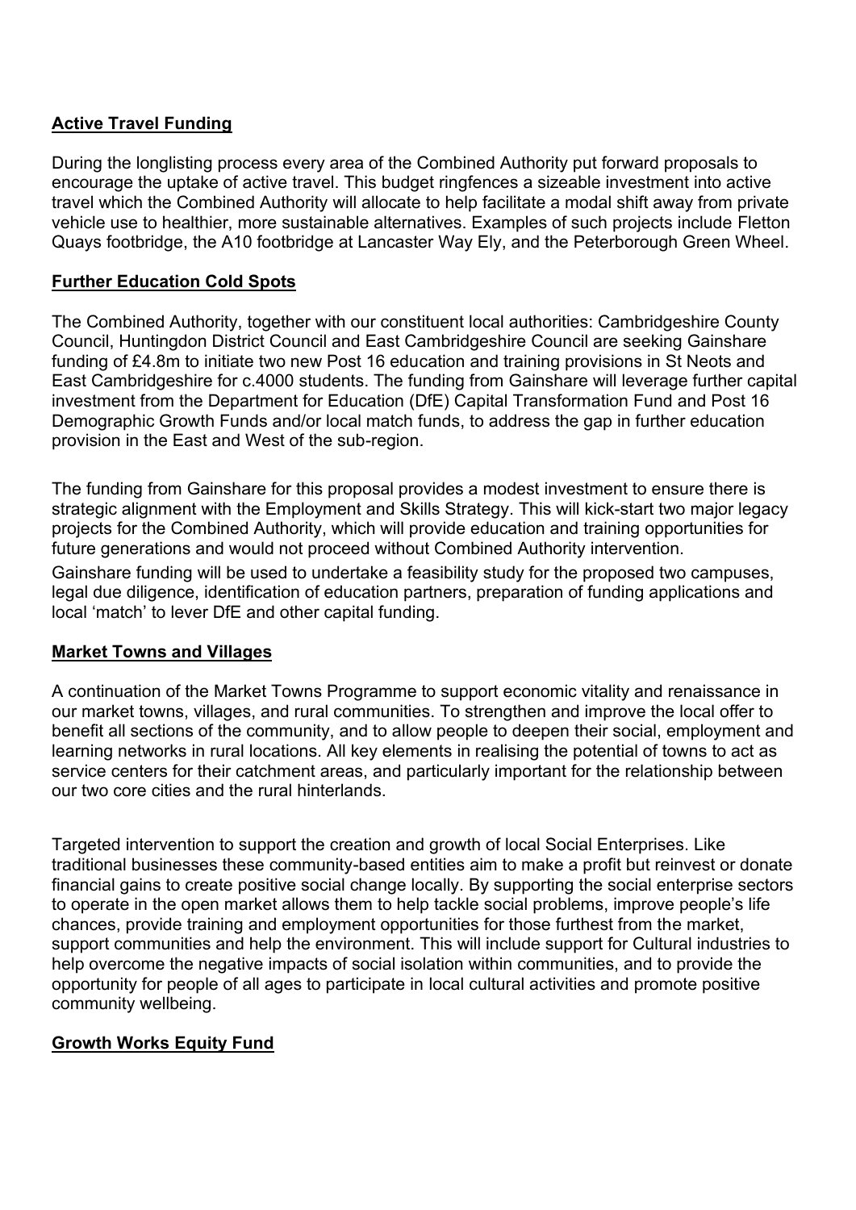**Active Travel Funding**

During the longlisting process every area of the Combined Authority put forward proposals to encourage the uptake of active travel. This budget ringfences a sizeable investment into active travel which the Combined Authority will allocate to help facilitate a modal shift away from private vehicle use to healthier, more sustainable alternatives. Examples of such projects include Fletton Quays footbridge, the A10 footbridge at Lancaster Way Ely, and the Peterborough Green Wheel.

**Further Education Cold Spots**

The Combined Authority, together with our constituent local authorities: Cambridgeshire County Council, Huntingdon District Council and East Cambridgeshire Council are seeking Gainshare funding of £4.8m to initiate two new Post 16 education and training provisions in St Neots and East Cambridgeshire for c.4000 students. The funding from Gainshare will leverage further capital investment from the Department for Education (DfE) Capital Transformation Fund and Post 16 Demographic Growth Funds and/or local match funds, to address the gap in further education provision in the East and West of the sub-region.

The funding from Gainshare for this proposal provides a modest investment to ensure there is strategic alignment with the Employment and Skills Strategy. This will kick-start two major legacy projects for the Combined Authority, which will provide education and training opportunities for future generations and would not proceed without Combined Authority intervention.

Gainshare funding will be used to undertake a feasibility study for the proposed two campuses, legal due diligence, identification of education partners, preparation of funding applications and local 'match' to lever DfE and other capital funding.

**Market Towns and Villages**

A continuation of the Market Towns Programme to support economic vitality and renaissance in our market towns, villages, and rural communities. To strengthen and improve the local offer to benefit all sections of the community, and to allow people to deepen their social, employment and learning networks in rural locations. All key elements in realising the potential of towns to act as service centers for their catchment areas, and particularly important for the relationship between our two core cities and the rural hinterlands.

Targeted intervention to support the creation and growth of local Social Enterprises. Like traditional businesses these community-based entities aim to make a profit but reinvest or donate financial gains to create positive social change locally. By supporting the social enterprise sectors to operate in the open market allows them to help tackle social problems, improve people's life chances, provide training and employment opportunities for those furthest from the market, support communities and help the environment. This will include support for Cultural industries to help overcome the negative impacts of social isolation within communities, and to provide the opportunity for people of all ages to participate in local cultural activities and promote positive community wellbeing.

**Growth Works Equity Fund**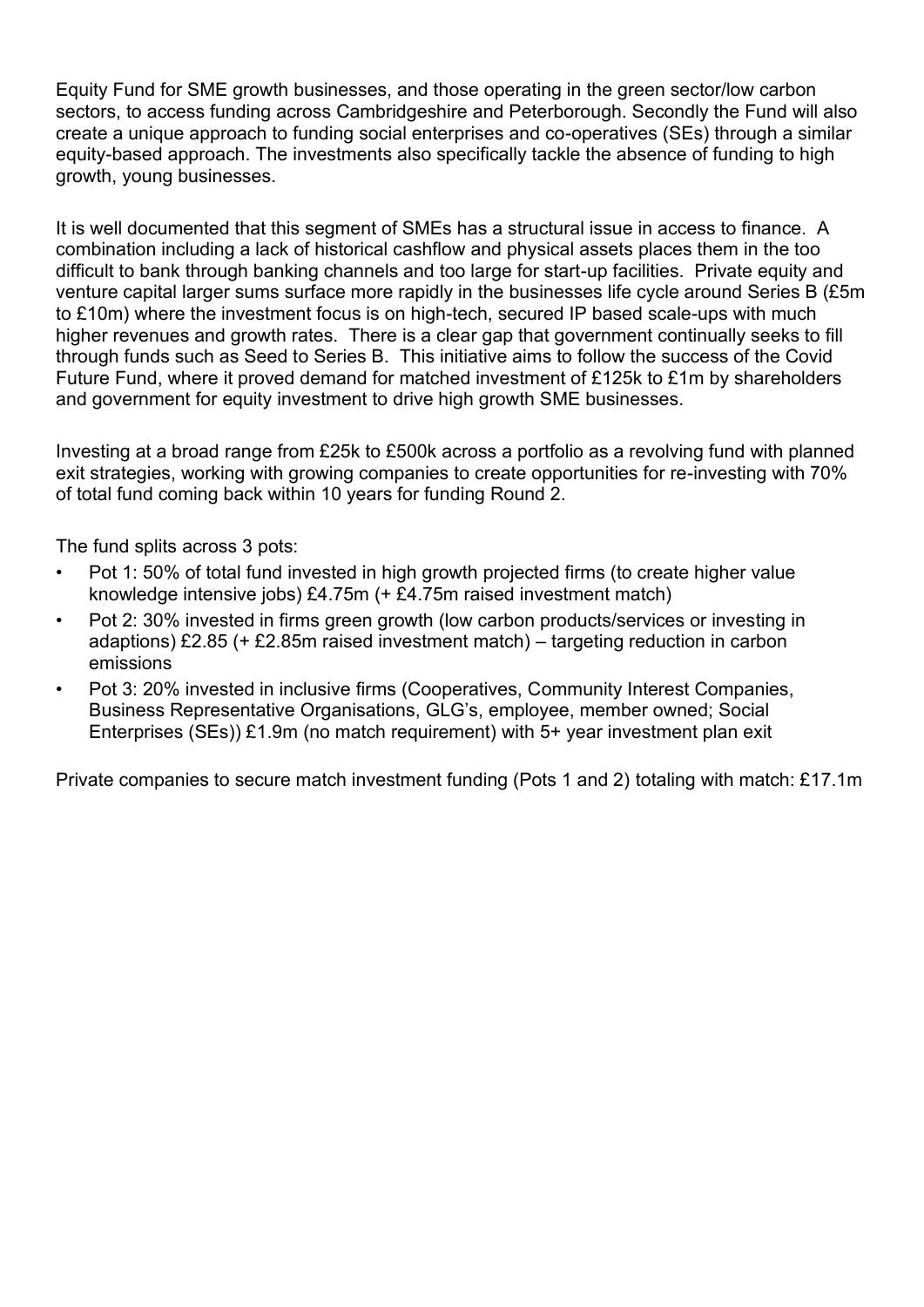Equity Fund for SME growth businesses, and those operating in the green sector/low carbon sectors, to access funding across Cambridgeshire and Peterborough. Secondly the Fund will also create a unique approach to funding social enterprises and co-operatives (SEs) through a similar equity-based approach. The investments also specifically tackle the absence of funding to high growth, young businesses.

It is well documented that this segment of SMEs has a structural issue in access to finance. A combination including a lack of historical cashflow and physical assets places them in the too difficult to bank through banking channels and too large for start-up facilities. Private equity and venture capital larger sums surface more rapidly in the businesses life cycle around Series B (£5m to £10m) where the investment focus is on high-tech, secured IP based scale-ups with much higher revenues and growth rates. There is a clear gap that government continually seeks to fill through funds such as Seed to Series B. This initiative aims to follow the success of the Covid Future Fund, where it proved demand for matched investment of £125k to £1m by shareholders and government for equity investment to drive high growth SME businesses.

Investing at a broad range from £25k to £500k across a portfolio as a revolving fund with planned exit strategies, working with growing companies to create opportunities for re-investing with 70% of total fund coming back within 10 years for funding Round 2.

The fund splits across 3 pots:

- Pot 1: 50% of total fund invested in high growth projected firms (to create higher value knowledge intensive jobs) £4.75m (+ £4.75m raised investment match)
- Pot 2: 30% invested in firms green growth (low carbon products/services or investing in adaptions) £2.85 (+ £2.85m raised investment match) – targeting reduction in carbon emissions
- Pot 3: 20% invested in inclusive firms (Cooperatives, Community Interest Companies, Business Representative Organisations, GLG's, employee, member owned; Social Enterprises (SEs)) £1.9m (no match requirement) with 5+ year investment plan exit

Private companies to secure match investment funding (Pots 1 and 2) totaling with match: £17.1m